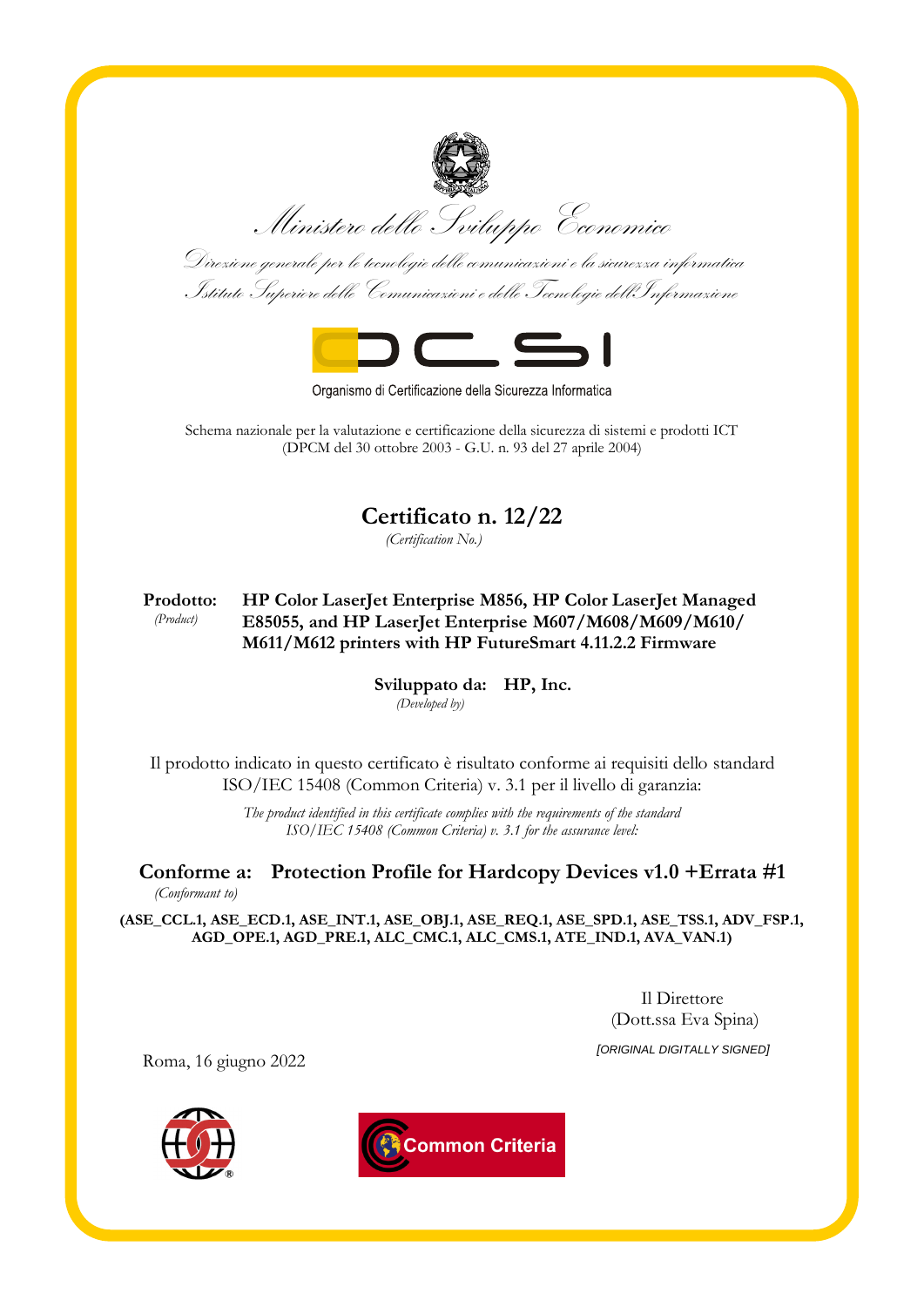Ministero dello Sviluppo Economico

Direzione generale per le tecnologie delle comunicazioni e la sicurezza informatica
Istituto Superiore delle Comunicazioni e delle Tecnologie dell'Informazione

OCSI

Organismo di Certificazione della Sicurezza Informatica

Schema nazionale per la valutazione e certificazione della sicurezza di sistemi e prodotti ICT
(DPCM del 30 ottobre 2003 - G.U. n. 93 del 27 aprile 2004)

# Certificato n. 12/22

*(Certification No.)*

**Prodotto:** *(Product)* **HP Color LaserJet Enterprise M856, HP Color LaserJet Managed E85055, and HP LaserJet Enterprise M607/M608/M609/M610/M611/M612 printers with HP FutureSmart 4.11.2.2 Firmware**

**Sviluppato da:** *(Developed by)* **HP, Inc.**

Il prodotto indicato in questo certificato è risultato conforme ai requisiti dello standard ISO/IEC 15408 (Common Criteria) v. 3.1 per il livello di garanzia:

*The product identified in this certificate complies with the requirements of the standard ISO/IEC 15408 (Common Criteria) v. 3.1 for the assurance level:*

**Conforme a:** *(Conformant to)* **Protection Profile for Hardcopy Devices v1.0 +Errata #1**

**(ASE_CCL.1, ASE_ECD.1, ASE_INT.1, ASE_OBJ.1, ASE_REQ.1, ASE_SPD.1, ASE_TSS.1, ADV_FSP.1, AGD_OPE.1, AGD_PRE.1, ALC_CMC.1, ALC_CMS.1, ATE_IND.1, AVA_VAN.1)**

Il Direttore
(Dott.ssa Eva Spina)

*[ORIGINAL DIGITALLY SIGNED]*

Roma, 16 giugno 2022

Common Criteria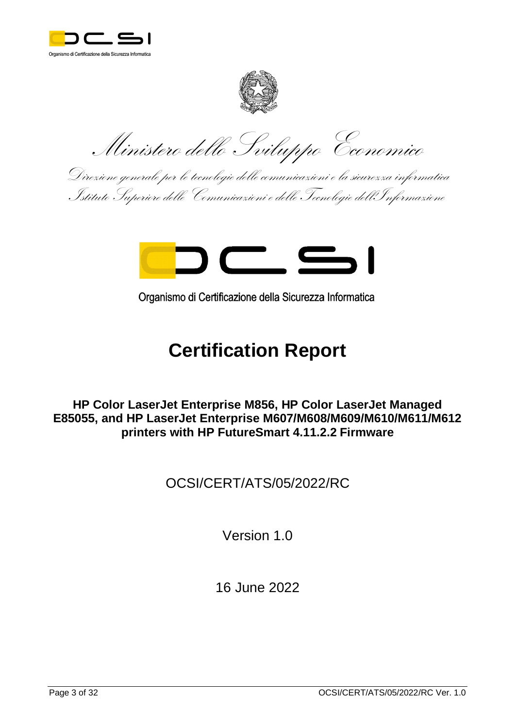Ministero dello Sviluppo Economico

Direzione generale per le tecnologie delle comunicazioni e la sicurezza informatica
Istituto Superiore delle Comunicazioni e delle Tecnologie dell'Informazione

Organismo di Certificazione della Sicurezza Informatica

# Certification Report

**HP Color LaserJet Enterprise M856, HP Color LaserJet Managed E85055, and HP LaserJet Enterprise M607/M608/M609/M610/M611/M612 printers with HP FutureSmart 4.11.2.2 Firmware**

OCSI/CERT/ATS/05/2022/RC

Version 1.0

16 June 2022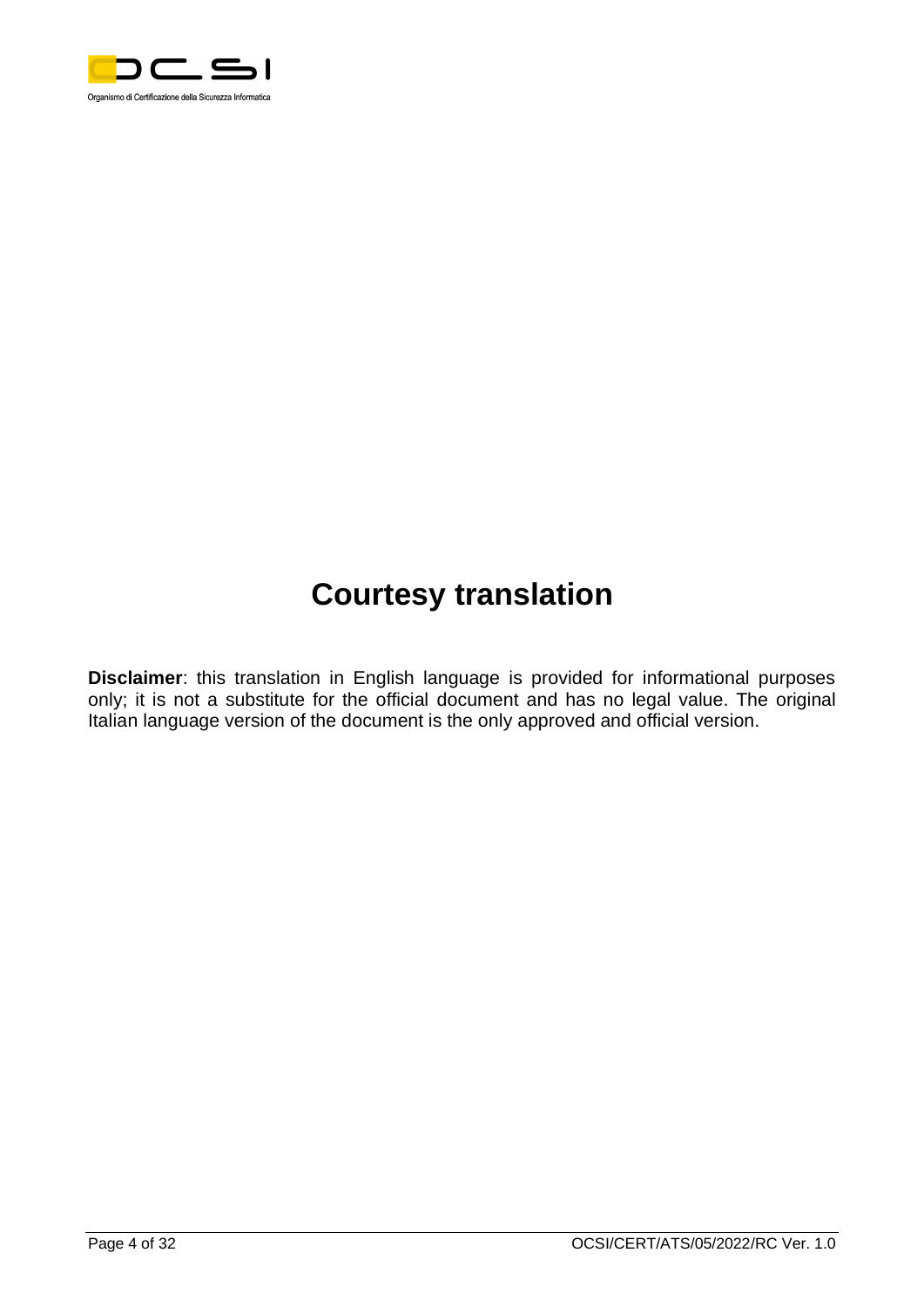# Courtesy translation

**Disclaimer**: this translation in English language is provided for informational purposes only; it is not a substitute for the official document and has no legal value. The original Italian language version of the document is the only approved and official version.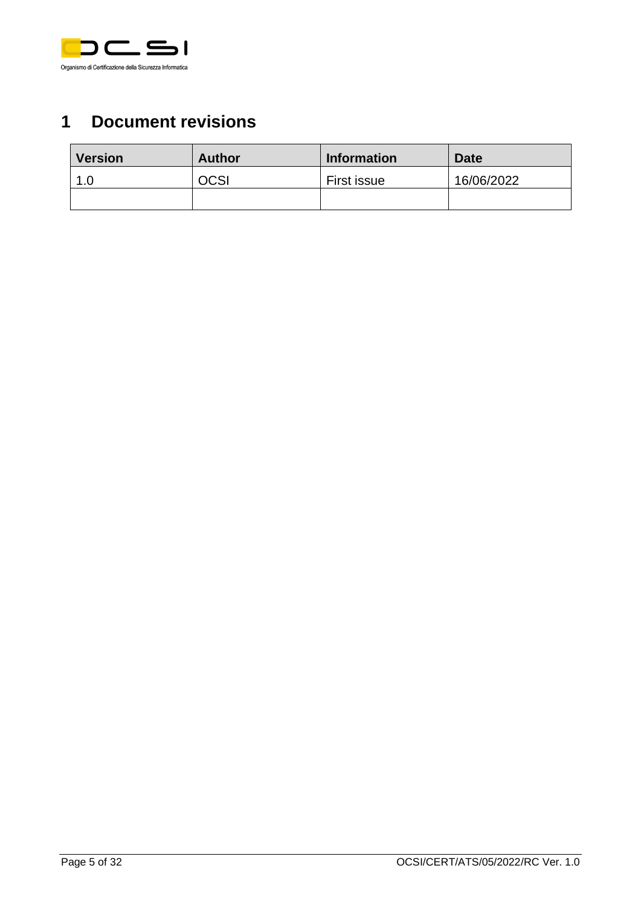# 1 Document revisions

| Version | Author | Information | Date |
|---|---|---|---|
| 1.0 | OCSI | First issue | 16/06/2022 |
| | | | |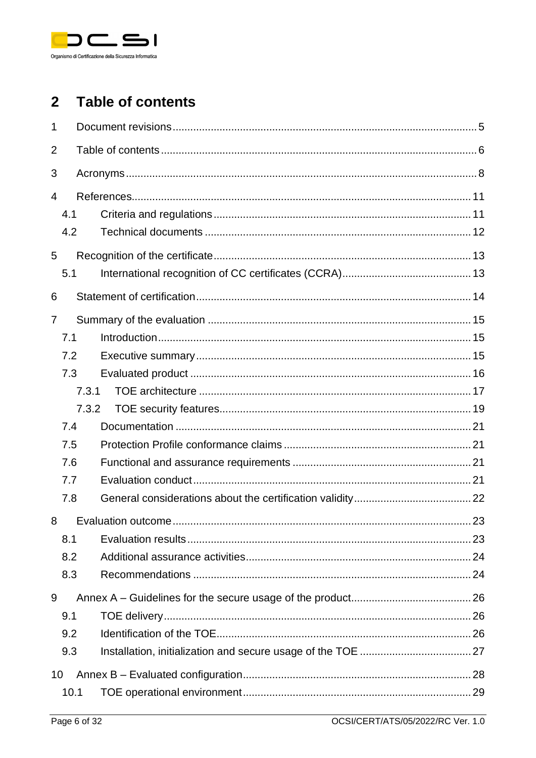## 2 Table of contents

1 Document revisions ..... 5

2 Table of contents ..... 6

3 Acronyms ..... 8

4 References ..... 11

- 4.1 Criteria and regulations ..... 11
- 4.2 Technical documents ..... 12

5 Recognition of the certificate ..... 13

- 5.1 International recognition of CC certificates (CCRA) ..... 13

6 Statement of certification ..... 14

7 Summary of the evaluation ..... 15

- 7.1 Introduction ..... 15
- 7.2 Executive summary ..... 15
- 7.3 Evaluated product ..... 16
  - 7.3.1 TOE architecture ..... 17
  - 7.3.2 TOE security features ..... 19
- 7.4 Documentation ..... 21
- 7.5 Protection Profile conformance claims ..... 21
- 7.6 Functional and assurance requirements ..... 21
- 7.7 Evaluation conduct ..... 21
- 7.8 General considerations about the certification validity ..... 22

8 Evaluation outcome ..... 23

- 8.1 Evaluation results ..... 23
- 8.2 Additional assurance activities ..... 24
- 8.3 Recommendations ..... 24

9 Annex A – Guidelines for the secure usage of the product ..... 26

- 9.1 TOE delivery ..... 26
- 9.2 Identification of the TOE ..... 26
- 9.3 Installation, initialization and secure usage of the TOE ..... 27

10 Annex B – Evaluated configuration ..... 28

- 10.1 TOE operational environment ..... 29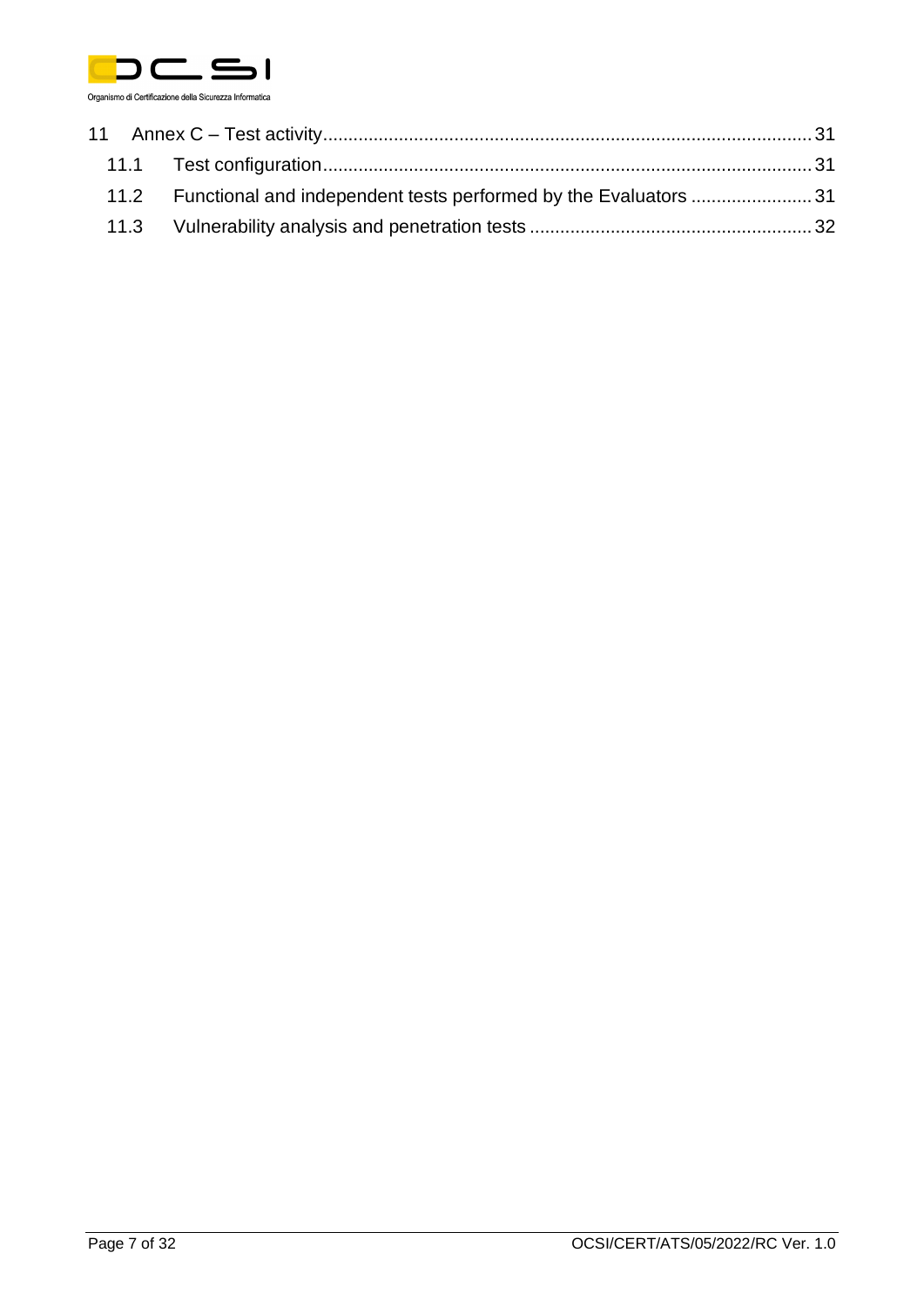11 Annex C – Test activity ... 31

11.1 Test configuration ... 31

11.2 Functional and independent tests performed by the Evaluators ... 31

11.3 Vulnerability analysis and penetration tests ... 32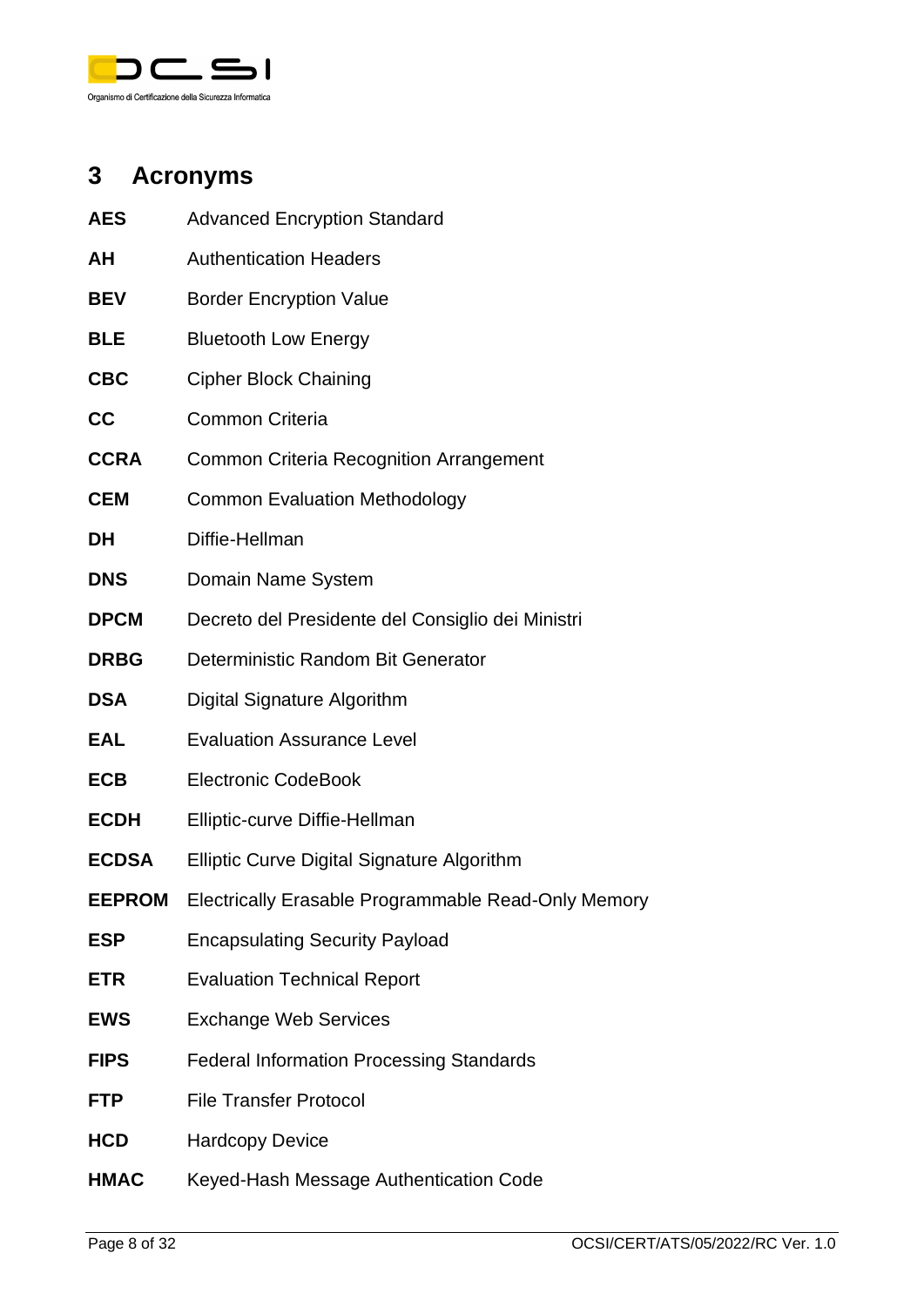# 3 Acronyms

| | |
|---|---|
| **AES** | Advanced Encryption Standard |
| **AH** | Authentication Headers |
| **BEV** | Border Encryption Value |
| **BLE** | Bluetooth Low Energy |
| **CBC** | Cipher Block Chaining |
| **CC** | Common Criteria |
| **CCRA** | Common Criteria Recognition Arrangement |
| **CEM** | Common Evaluation Methodology |
| **DH** | Diffie-Hellman |
| **DNS** | Domain Name System |
| **DPCM** | Decreto del Presidente del Consiglio dei Ministri |
| **DRBG** | Deterministic Random Bit Generator |
| **DSA** | Digital Signature Algorithm |
| **EAL** | Evaluation Assurance Level |
| **ECB** | Electronic CodeBook |
| **ECDH** | Elliptic-curve Diffie-Hellman |
| **ECDSA** | Elliptic Curve Digital Signature Algorithm |
| **EEPROM** | Electrically Erasable Programmable Read-Only Memory |
| **ESP** | Encapsulating Security Payload |
| **ETR** | Evaluation Technical Report |
| **EWS** | Exchange Web Services |
| **FIPS** | Federal Information Processing Standards |
| **FTP** | File Transfer Protocol |
| **HCD** | Hardcopy Device |
| **HMAC** | Keyed-Hash Message Authentication Code |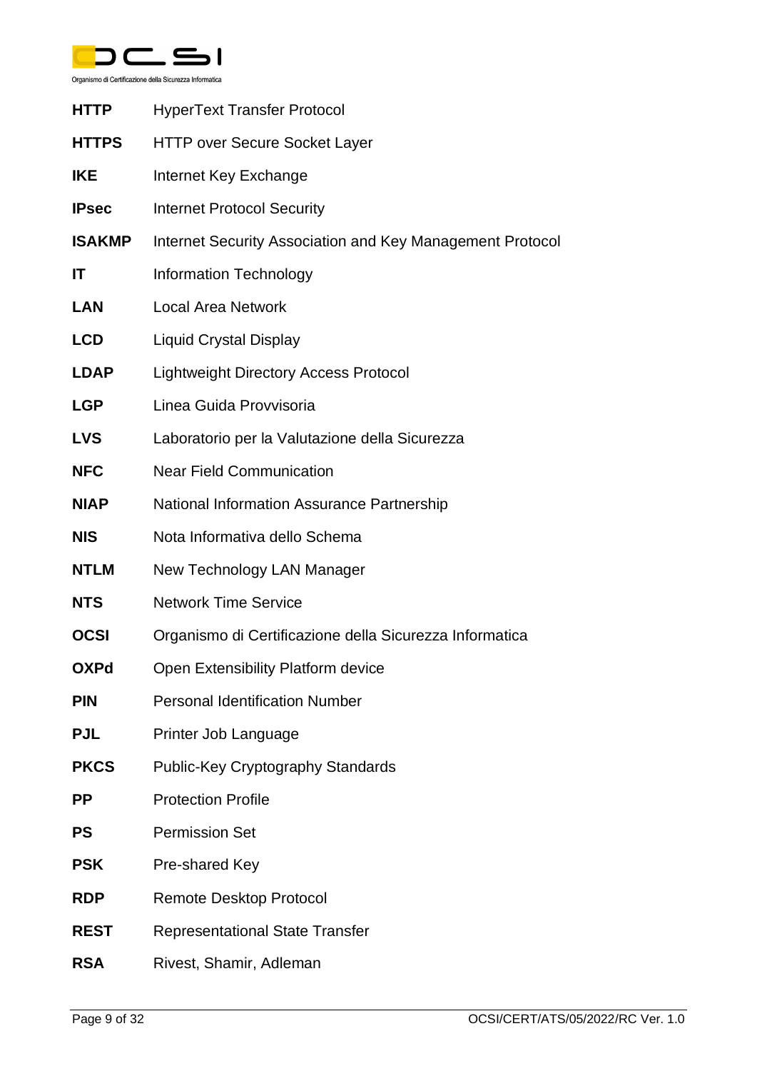| | |
|---|---|
| **HTTP** | HyperText Transfer Protocol |
| **HTTPS** | HTTP over Secure Socket Layer |
| **IKE** | Internet Key Exchange |
| **IPsec** | Internet Protocol Security |
| **ISAKMP** | Internet Security Association and Key Management Protocol |
| **IT** | Information Technology |
| **LAN** | Local Area Network |
| **LCD** | Liquid Crystal Display |
| **LDAP** | Lightweight Directory Access Protocol |
| **LGP** | Linea Guida Provvisoria |
| **LVS** | Laboratorio per la Valutazione della Sicurezza |
| **NFC** | Near Field Communication |
| **NIAP** | National Information Assurance Partnership |
| **NIS** | Nota Informativa dello Schema |
| **NTLM** | New Technology LAN Manager |
| **NTS** | Network Time Service |
| **OCSI** | Organismo di Certificazione della Sicurezza Informatica |
| **OXPd** | Open Extensibility Platform device |
| **PIN** | Personal Identification Number |
| **PJL** | Printer Job Language |
| **PKCS** | Public-Key Cryptography Standards |
| **PP** | Protection Profile |
| **PS** | Permission Set |
| **PSK** | Pre-shared Key |
| **RDP** | Remote Desktop Protocol |
| **REST** | Representational State Transfer |
| **RSA** | Rivest, Shamir, Adleman |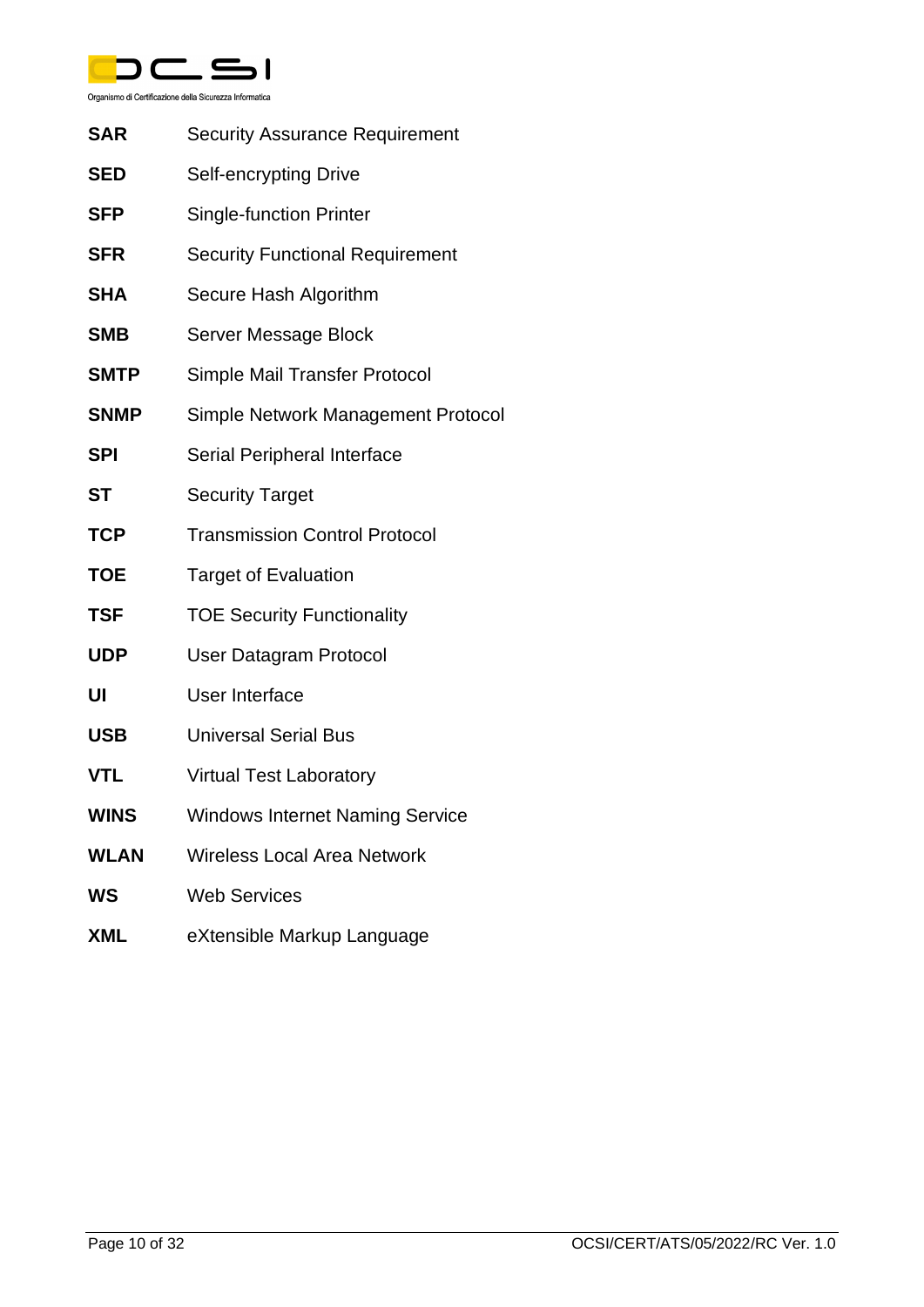**SAR** Security Assurance Requirement

**SED** Self-encrypting Drive

**SFP** Single-function Printer

**SFR** Security Functional Requirement

**SHA** Secure Hash Algorithm

**SMB** Server Message Block

**SMTP** Simple Mail Transfer Protocol

**SNMP** Simple Network Management Protocol

**SPI** Serial Peripheral Interface

**ST** Security Target

**TCP** Transmission Control Protocol

**TOE** Target of Evaluation

**TSF** TOE Security Functionality

**UDP** User Datagram Protocol

**UI** User Interface

**USB** Universal Serial Bus

**VTL** Virtual Test Laboratory

**WINS** Windows Internet Naming Service

**WLAN** Wireless Local Area Network

**WS** Web Services

**XML** eXtensible Markup Language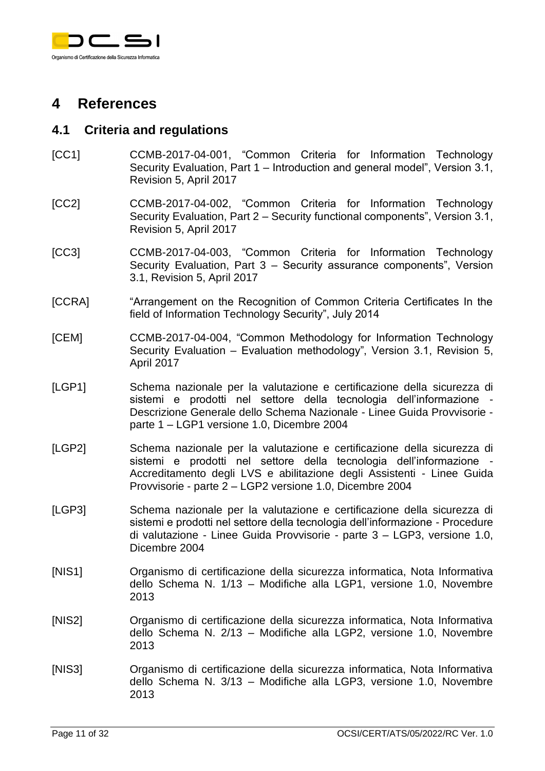# 4 References

## 4.1 Criteria and regulations

[CC1] CCMB-2017-04-001, "Common Criteria for Information Technology Security Evaluation, Part 1 – Introduction and general model", Version 3.1, Revision 5, April 2017

[CC2] CCMB-2017-04-002, "Common Criteria for Information Technology Security Evaluation, Part 2 – Security functional components", Version 3.1, Revision 5, April 2017

[CC3] CCMB-2017-04-003, "Common Criteria for Information Technology Security Evaluation, Part 3 – Security assurance components", Version 3.1, Revision 5, April 2017

[CCRA] "Arrangement on the Recognition of Common Criteria Certificates In the field of Information Technology Security", July 2014

[CEM] CCMB-2017-04-004, "Common Methodology for Information Technology Security Evaluation – Evaluation methodology", Version 3.1, Revision 5, April 2017

[LGP1] Schema nazionale per la valutazione e certificazione della sicurezza di sistemi e prodotti nel settore della tecnologia dell'informazione - Descrizione Generale dello Schema Nazionale - Linee Guida Provvisorie - parte 1 – LGP1 versione 1.0, Dicembre 2004

[LGP2] Schema nazionale per la valutazione e certificazione della sicurezza di sistemi e prodotti nel settore della tecnologia dell'informazione - Accreditamento degli LVS e abilitazione degli Assistenti - Linee Guida Provvisorie - parte 2 – LGP2 versione 1.0, Dicembre 2004

[LGP3] Schema nazionale per la valutazione e certificazione della sicurezza di sistemi e prodotti nel settore della tecnologia dell'informazione - Procedure di valutazione - Linee Guida Provvisorie - parte 3 – LGP3, versione 1.0, Dicembre 2004

[NIS1] Organismo di certificazione della sicurezza informatica, Nota Informativa dello Schema N. 1/13 – Modifiche alla LGP1, versione 1.0, Novembre 2013

[NIS2] Organismo di certificazione della sicurezza informatica, Nota Informativa dello Schema N. 2/13 – Modifiche alla LGP2, versione 1.0, Novembre 2013

[NIS3] Organismo di certificazione della sicurezza informatica, Nota Informativa dello Schema N. 3/13 – Modifiche alla LGP3, versione 1.0, Novembre 2013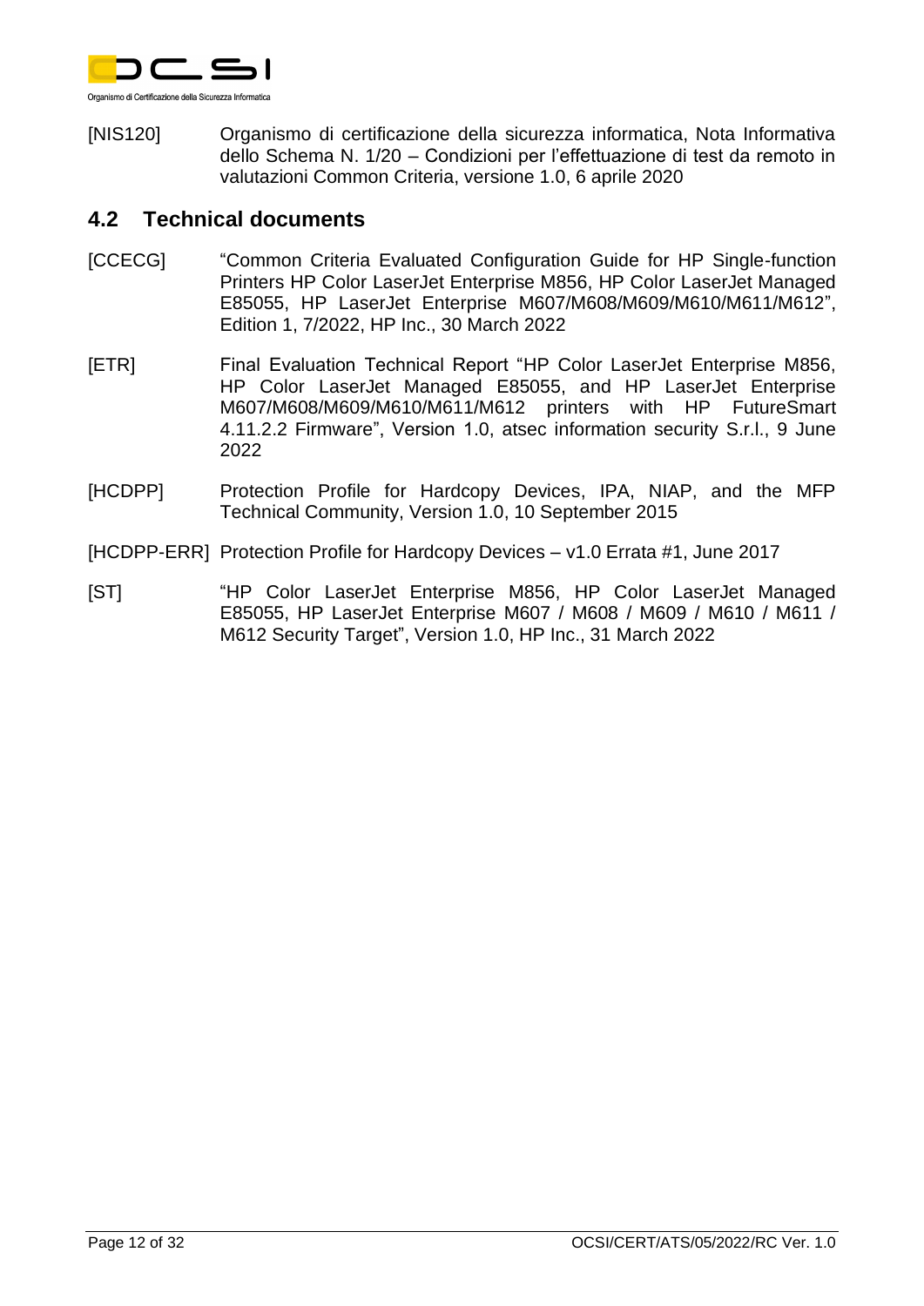[NIS120] Organismo di certificazione della sicurezza informatica, Nota Informativa dello Schema N. 1/20 – Condizioni per l'effettuazione di test da remoto in valutazioni Common Criteria, versione 1.0, 6 aprile 2020

## 4.2 Technical documents

[CCECG] "Common Criteria Evaluated Configuration Guide for HP Single-function Printers HP Color LaserJet Enterprise M856, HP Color LaserJet Managed E85055, HP LaserJet Enterprise M607/M608/M609/M610/M611/M612", Edition 1, 7/2022, HP Inc., 30 March 2022

[ETR] Final Evaluation Technical Report "HP Color LaserJet Enterprise M856, HP Color LaserJet Managed E85055, and HP LaserJet Enterprise M607/M608/M609/M610/M611/M612 printers with HP FutureSmart 4.11.2.2 Firmware", Version 1.0, atsec information security S.r.l., 9 June 2022

[HCDPP] Protection Profile for Hardcopy Devices, IPA, NIAP, and the MFP Technical Community, Version 1.0, 10 September 2015

[HCDPP-ERR] Protection Profile for Hardcopy Devices – v1.0 Errata #1, June 2017

[ST] "HP Color LaserJet Enterprise M856, HP Color LaserJet Managed E85055, HP LaserJet Enterprise M607 / M608 / M609 / M610 / M611 / M612 Security Target", Version 1.0, HP Inc., 31 March 2022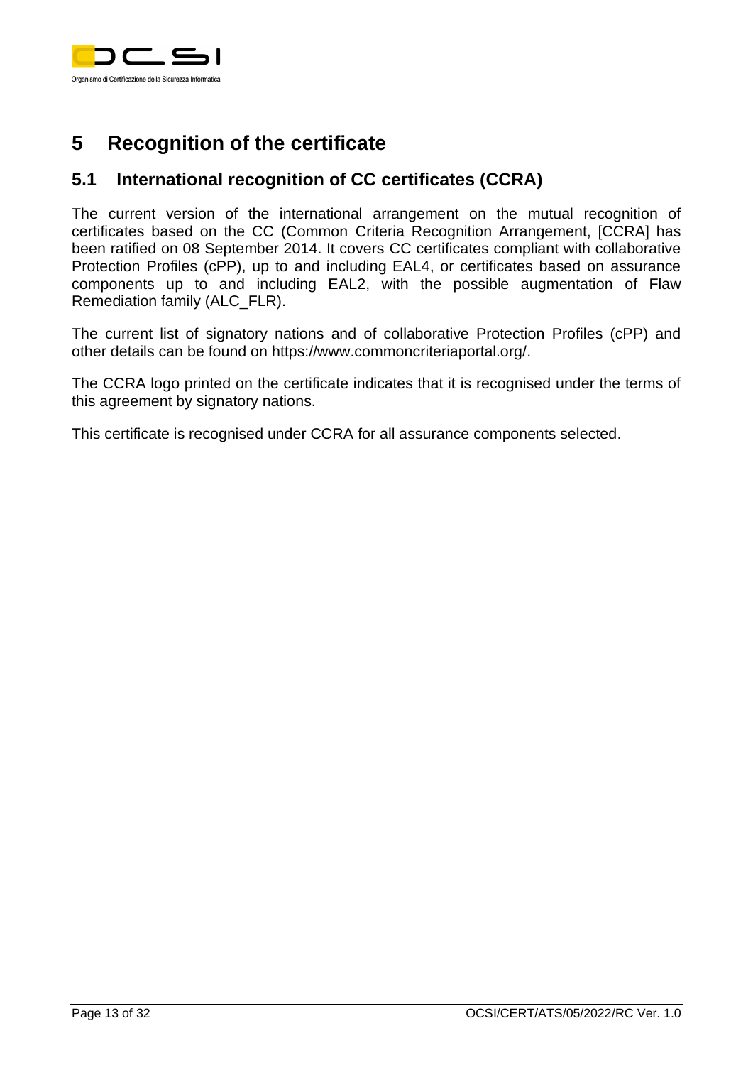# 5 Recognition of the certificate

## 5.1 International recognition of CC certificates (CCRA)

The current version of the international arrangement on the mutual recognition of certificates based on the CC (Common Criteria Recognition Arrangement, [CCRA] has been ratified on 08 September 2014. It covers CC certificates compliant with collaborative Protection Profiles (cPP), up to and including EAL4, or certificates based on assurance components up to and including EAL2, with the possible augmentation of Flaw Remediation family (ALC_FLR).

The current list of signatory nations and of collaborative Protection Profiles (cPP) and other details can be found on https://www.commoncriteriaportal.org/.

The CCRA logo printed on the certificate indicates that it is recognised under the terms of this agreement by signatory nations.

This certificate is recognised under CCRA for all assurance components selected.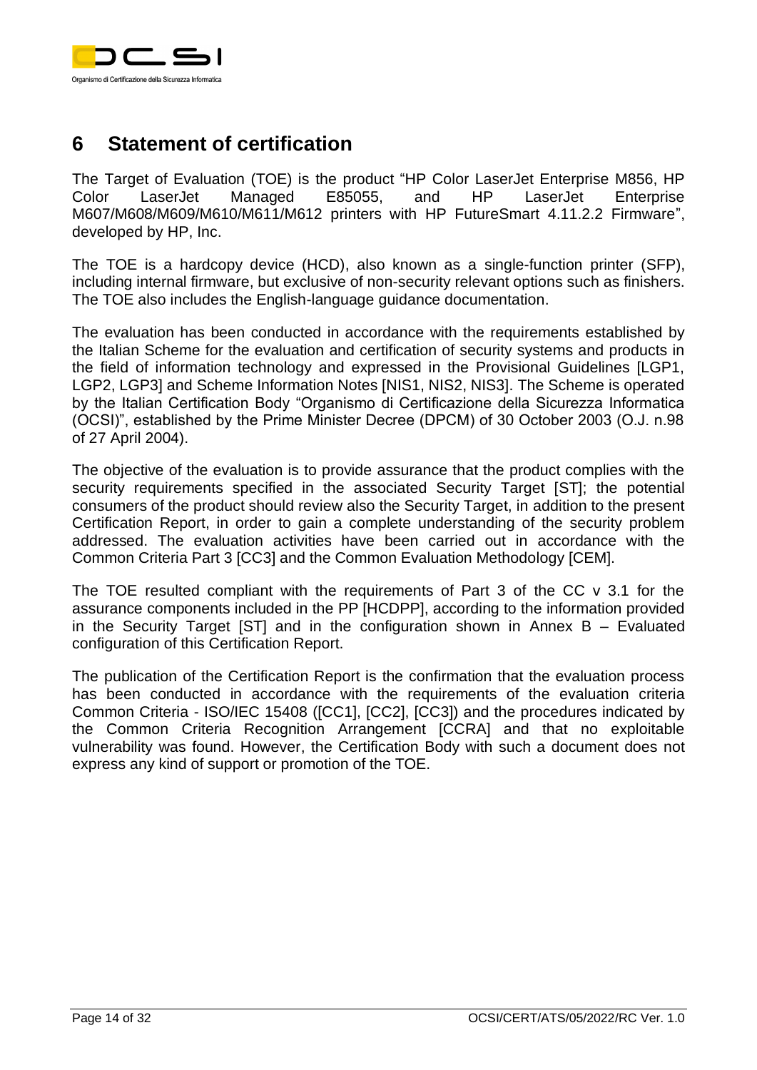# 6 Statement of certification

The Target of Evaluation (TOE) is the product "HP Color LaserJet Enterprise M856, HP Color LaserJet Managed E85055, and HP LaserJet Enterprise M607/M608/M609/M610/M611/M612 printers with HP FutureSmart 4.11.2.2 Firmware", developed by HP, Inc.

The TOE is a hardcopy device (HCD), also known as a single-function printer (SFP), including internal firmware, but exclusive of non-security relevant options such as finishers. The TOE also includes the English-language guidance documentation.

The evaluation has been conducted in accordance with the requirements established by the Italian Scheme for the evaluation and certification of security systems and products in the field of information technology and expressed in the Provisional Guidelines [LGP1, LGP2, LGP3] and Scheme Information Notes [NIS1, NIS2, NIS3]. The Scheme is operated by the Italian Certification Body "Organismo di Certificazione della Sicurezza Informatica (OCSI)", established by the Prime Minister Decree (DPCM) of 30 October 2003 (O.J. n.98 of 27 April 2004).

The objective of the evaluation is to provide assurance that the product complies with the security requirements specified in the associated Security Target [ST]; the potential consumers of the product should review also the Security Target, in addition to the present Certification Report, in order to gain a complete understanding of the security problem addressed. The evaluation activities have been carried out in accordance with the Common Criteria Part 3 [CC3] and the Common Evaluation Methodology [CEM].

The TOE resulted compliant with the requirements of Part 3 of the CC v 3.1 for the assurance components included in the PP [HCDPP], according to the information provided in the Security Target [ST] and in the configuration shown in Annex B – Evaluated configuration of this Certification Report.

The publication of the Certification Report is the confirmation that the evaluation process has been conducted in accordance with the requirements of the evaluation criteria Common Criteria - ISO/IEC 15408 ([CC1], [CC2], [CC3]) and the procedures indicated by the Common Criteria Recognition Arrangement [CCRA] and that no exploitable vulnerability was found. However, the Certification Body with such a document does not express any kind of support or promotion of the TOE.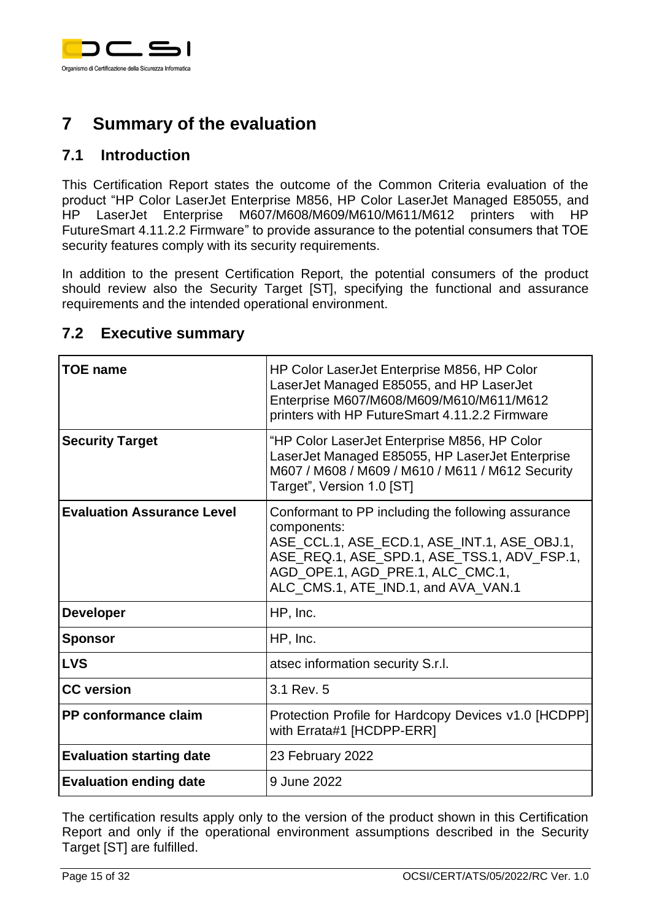# 7 Summary of the evaluation

## 7.1 Introduction

This Certification Report states the outcome of the Common Criteria evaluation of the product "HP Color LaserJet Enterprise M856, HP Color LaserJet Managed E85055, and HP LaserJet Enterprise M607/M608/M609/M610/M611/M612 printers with HP FutureSmart 4.11.2.2 Firmware" to provide assurance to the potential consumers that TOE security features comply with its security requirements.

In addition to the present Certification Report, the potential consumers of the product should review also the Security Target [ST], specifying the functional and assurance requirements and the intended operational environment.

## 7.2 Executive summary

| | |
|---|---|
| **TOE name** | HP Color LaserJet Enterprise M856, HP Color LaserJet Managed E85055, and HP LaserJet Enterprise M607/M608/M609/M610/M611/M612 printers with HP FutureSmart 4.11.2.2 Firmware |
| **Security Target** | "HP Color LaserJet Enterprise M856, HP Color LaserJet Managed E85055, HP LaserJet Enterprise M607 / M608 / M609 / M610 / M611 / M612 Security Target", Version 1.0 [ST] |
| **Evaluation Assurance Level** | Conformant to PP including the following assurance components: ASE_CCL.1, ASE_ECD.1, ASE_INT.1, ASE_OBJ.1, ASE_REQ.1, ASE_SPD.1, ASE_TSS.1, ADV_FSP.1, AGD_OPE.1, AGD_PRE.1, ALC_CMC.1, ALC_CMS.1, ATE_IND.1, and AVA_VAN.1 |
| **Developer** | HP, Inc. |
| **Sponsor** | HP, Inc. |
| **LVS** | atsec information security S.r.l. |
| **CC version** | 3.1 Rev. 5 |
| **PP conformance claim** | Protection Profile for Hardcopy Devices v1.0 [HCDPP] with Errata#1 [HCDPP-ERR] |
| **Evaluation starting date** | 23 February 2022 |
| **Evaluation ending date** | 9 June 2022 |

The certification results apply only to the version of the product shown in this Certification Report and only if the operational environment assumptions described in the Security Target [ST] are fulfilled.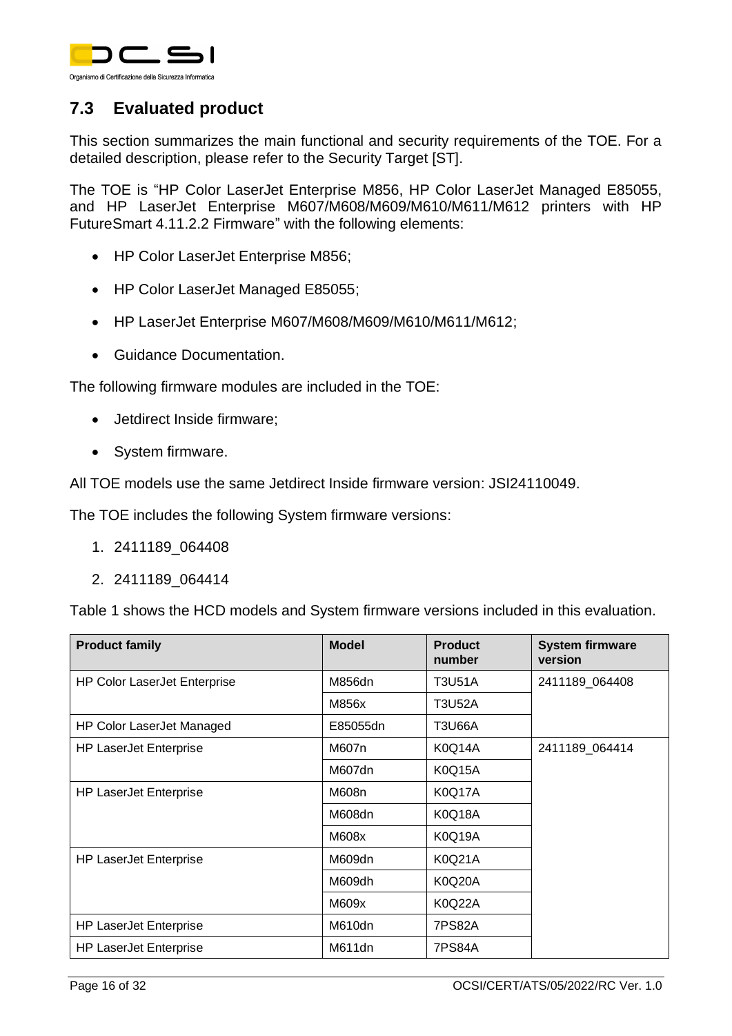## 7.3 Evaluated product

This section summarizes the main functional and security requirements of the TOE. For a detailed description, please refer to the Security Target [ST].

The TOE is "HP Color LaserJet Enterprise M856, HP Color LaserJet Managed E85055, and HP LaserJet Enterprise M607/M608/M609/M610/M611/M612 printers with HP FutureSmart 4.11.2.2 Firmware" with the following elements:

- HP Color LaserJet Enterprise M856;
- HP Color LaserJet Managed E85055;
- HP LaserJet Enterprise M607/M608/M609/M610/M611/M612;
- Guidance Documentation.

The following firmware modules are included in the TOE:

- Jetdirect Inside firmware;
- System firmware.

All TOE models use the same Jetdirect Inside firmware version: JSI24110049.

The TOE includes the following System firmware versions:

1. 2411189_064408
2. 2411189_064414

Table 1 shows the HCD models and System firmware versions included in this evaluation.

| Product family | Model | Product number | System firmware version |
|---|---|---|---|
| HP Color LaserJet Enterprise | M856dn | T3U51A | 2411189_064408 |
| | M856x | T3U52A | |
| HP Color LaserJet Managed | E85055dn | T3U66A | |
| HP LaserJet Enterprise | M607n | K0Q14A | 2411189_064414 |
| | M607dn | K0Q15A | |
| HP LaserJet Enterprise | M608n | K0Q17A | |
| | M608dn | K0Q18A | |
| | M608x | K0Q19A | |
| HP LaserJet Enterprise | M609dn | K0Q21A | |
| | M609dh | K0Q20A | |
| | M609x | K0Q22A | |
| HP LaserJet Enterprise | M610dn | 7PS82A | |
| HP LaserJet Enterprise | M611dn | 7PS84A | |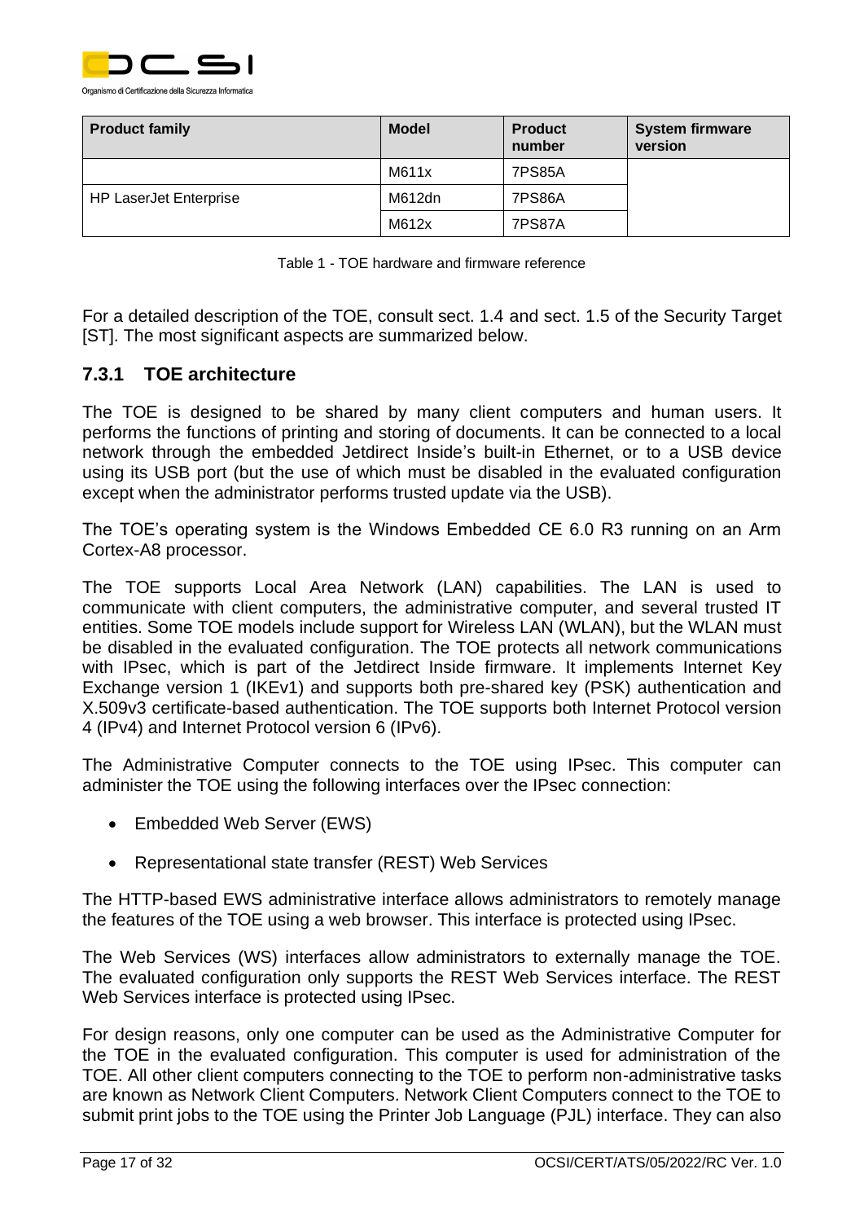| Product family | Model | Product number | System firmware version |
|---|---|---|---|
| | M611x | 7PS85A | |
| HP LaserJet Enterprise | M612dn | 7PS86A | |
| | M612x | 7PS87A | |

Table 1 - TOE hardware and firmware reference

For a detailed description of the TOE, consult sect. 1.4 and sect. 1.5 of the Security Target [ST]. The most significant aspects are summarized below.

### 7.3.1 TOE architecture

The TOE is designed to be shared by many client computers and human users. It performs the functions of printing and storing of documents. It can be connected to a local network through the embedded Jetdirect Inside's built-in Ethernet, or to a USB device using its USB port (but the use of which must be disabled in the evaluated configuration except when the administrator performs trusted update via the USB).

The TOE's operating system is the Windows Embedded CE 6.0 R3 running on an Arm Cortex-A8 processor.

The TOE supports Local Area Network (LAN) capabilities. The LAN is used to communicate with client computers, the administrative computer, and several trusted IT entities. Some TOE models include support for Wireless LAN (WLAN), but the WLAN must be disabled in the evaluated configuration. The TOE protects all network communications with IPsec, which is part of the Jetdirect Inside firmware. It implements Internet Key Exchange version 1 (IKEv1) and supports both pre-shared key (PSK) authentication and X.509v3 certificate-based authentication. The TOE supports both Internet Protocol version 4 (IPv4) and Internet Protocol version 6 (IPv6).

The Administrative Computer connects to the TOE using IPsec. This computer can administer the TOE using the following interfaces over the IPsec connection:

- Embedded Web Server (EWS)
- Representational state transfer (REST) Web Services

The HTTP-based EWS administrative interface allows administrators to remotely manage the features of the TOE using a web browser. This interface is protected using IPsec.

The Web Services (WS) interfaces allow administrators to externally manage the TOE. The evaluated configuration only supports the REST Web Services interface. The REST Web Services interface is protected using IPsec.

For design reasons, only one computer can be used as the Administrative Computer for the TOE in the evaluated configuration. This computer is used for administration of the TOE. All other client computers connecting to the TOE to perform non-administrative tasks are known as Network Client Computers. Network Client Computers connect to the TOE to submit print jobs to the TOE using the Printer Job Language (PJL) interface. They can also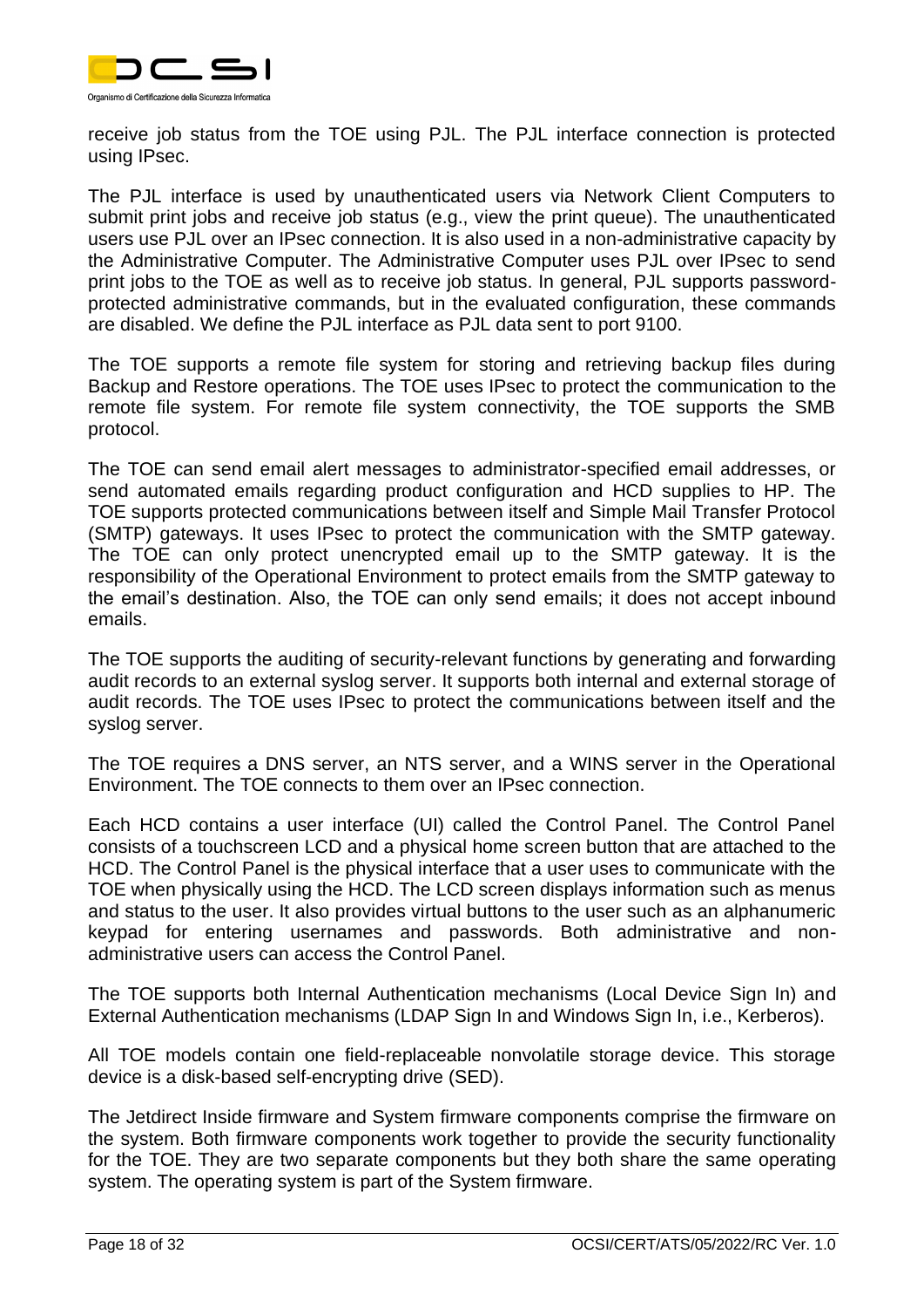receive job status from the TOE using PJL. The PJL interface connection is protected using IPsec.

The PJL interface is used by unauthenticated users via Network Client Computers to submit print jobs and receive job status (e.g., view the print queue). The unauthenticated users use PJL over an IPsec connection. It is also used in a non-administrative capacity by the Administrative Computer. The Administrative Computer uses PJL over IPsec to send print jobs to the TOE as well as to receive job status. In general, PJL supports password-protected administrative commands, but in the evaluated configuration, these commands are disabled. We define the PJL interface as PJL data sent to port 9100.

The TOE supports a remote file system for storing and retrieving backup files during Backup and Restore operations. The TOE uses IPsec to protect the communication to the remote file system. For remote file system connectivity, the TOE supports the SMB protocol.

The TOE can send email alert messages to administrator-specified email addresses, or send automated emails regarding product configuration and HCD supplies to HP. The TOE supports protected communications between itself and Simple Mail Transfer Protocol (SMTP) gateways. It uses IPsec to protect the communication with the SMTP gateway. The TOE can only protect unencrypted email up to the SMTP gateway. It is the responsibility of the Operational Environment to protect emails from the SMTP gateway to the email's destination. Also, the TOE can only send emails; it does not accept inbound emails.

The TOE supports the auditing of security-relevant functions by generating and forwarding audit records to an external syslog server. It supports both internal and external storage of audit records. The TOE uses IPsec to protect the communications between itself and the syslog server.

The TOE requires a DNS server, an NTS server, and a WINS server in the Operational Environment. The TOE connects to them over an IPsec connection.

Each HCD contains a user interface (UI) called the Control Panel. The Control Panel consists of a touchscreen LCD and a physical home screen button that are attached to the HCD. The Control Panel is the physical interface that a user uses to communicate with the TOE when physically using the HCD. The LCD screen displays information such as menus and status to the user. It also provides virtual buttons to the user such as an alphanumeric keypad for entering usernames and passwords. Both administrative and non-administrative users can access the Control Panel.

The TOE supports both Internal Authentication mechanisms (Local Device Sign In) and External Authentication mechanisms (LDAP Sign In and Windows Sign In, i.e., Kerberos).

All TOE models contain one field-replaceable nonvolatile storage device. This storage device is a disk-based self-encrypting drive (SED).

The Jetdirect Inside firmware and System firmware components comprise the firmware on the system. Both firmware components work together to provide the security functionality for the TOE. They are two separate components but they both share the same operating system. The operating system is part of the System firmware.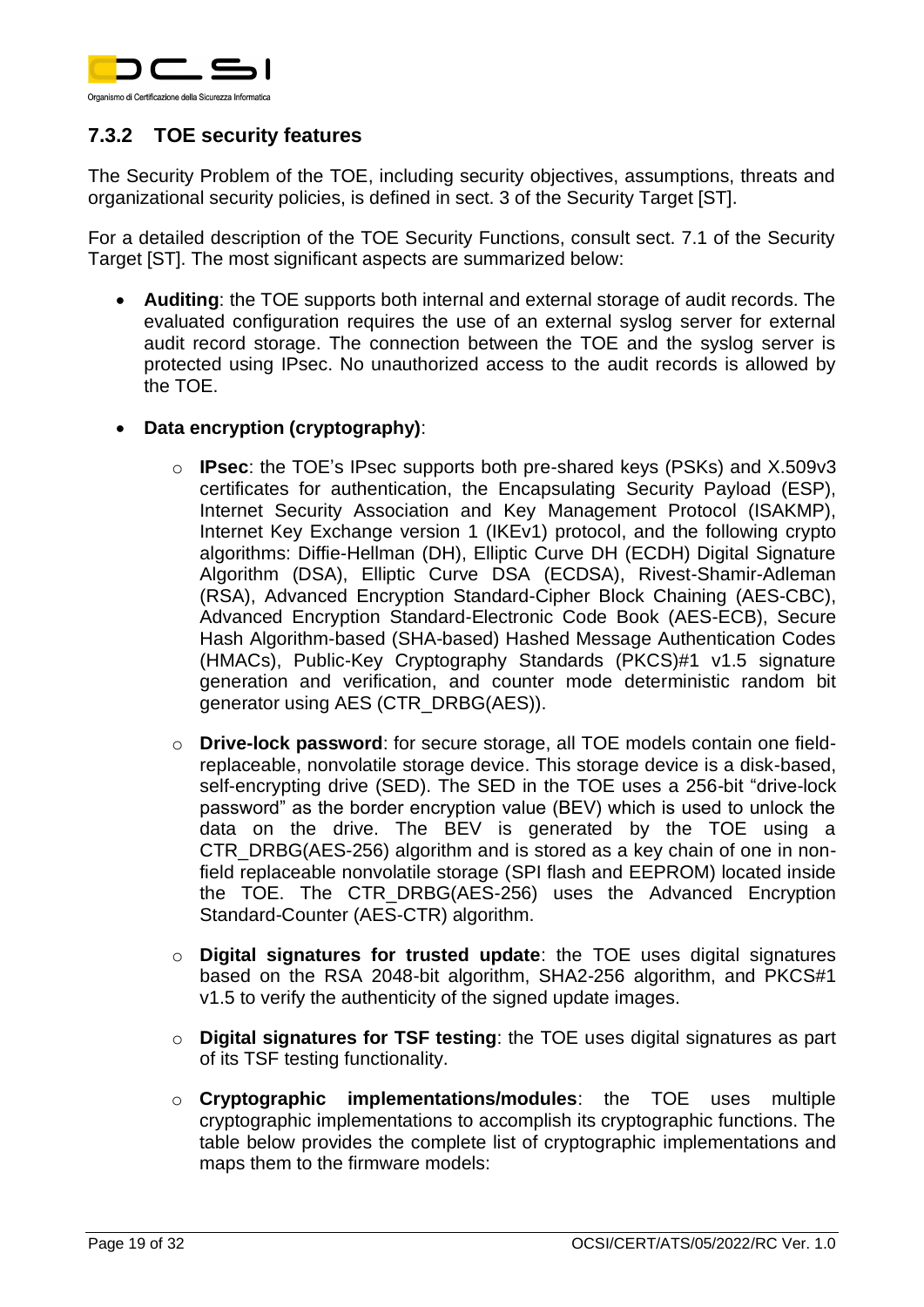### 7.3.2 TOE security features

The Security Problem of the TOE, including security objectives, assumptions, threats and organizational security policies, is defined in sect. 3 of the Security Target [ST].

For a detailed description of the TOE Security Functions, consult sect. 7.1 of the Security Target [ST]. The most significant aspects are summarized below:

- **Auditing**: the TOE supports both internal and external storage of audit records. The evaluated configuration requires the use of an external syslog server for external audit record storage. The connection between the TOE and the syslog server is protected using IPsec. No unauthorized access to the audit records is allowed by the TOE.
- **Data encryption (cryptography)**:
  - **IPsec**: the TOE's IPsec supports both pre-shared keys (PSKs) and X.509v3 certificates for authentication, the Encapsulating Security Payload (ESP), Internet Security Association and Key Management Protocol (ISAKMP), Internet Key Exchange version 1 (IKEv1) protocol, and the following crypto algorithms: Diffie-Hellman (DH), Elliptic Curve DH (ECDH) Digital Signature Algorithm (DSA), Elliptic Curve DSA (ECDSA), Rivest-Shamir-Adleman (RSA), Advanced Encryption Standard-Cipher Block Chaining (AES-CBC), Advanced Encryption Standard-Electronic Code Book (AES-ECB), Secure Hash Algorithm-based (SHA-based) Hashed Message Authentication Codes (HMACs), Public-Key Cryptography Standards (PKCS)#1 v1.5 signature generation and verification, and counter mode deterministic random bit generator using AES (CTR_DRBG(AES)).
  - **Drive-lock password**: for secure storage, all TOE models contain one field-replaceable, nonvolatile storage device. This storage device is a disk-based, self-encrypting drive (SED). The SED in the TOE uses a 256-bit "drive-lock password" as the border encryption value (BEV) which is used to unlock the data on the drive. The BEV is generated by the TOE using a CTR_DRBG(AES-256) algorithm and is stored as a key chain of one in non-field replaceable nonvolatile storage (SPI flash and EEPROM) located inside the TOE. The CTR_DRBG(AES-256) uses the Advanced Encryption Standard-Counter (AES-CTR) algorithm.
  - **Digital signatures for trusted update**: the TOE uses digital signatures based on the RSA 2048-bit algorithm, SHA2-256 algorithm, and PKCS#1 v1.5 to verify the authenticity of the signed update images.
  - **Digital signatures for TSF testing**: the TOE uses digital signatures as part of its TSF testing functionality.
  - **Cryptographic implementations/modules**: the TOE uses multiple cryptographic implementations to accomplish its cryptographic functions. The table below provides the complete list of cryptographic implementations and maps them to the firmware models: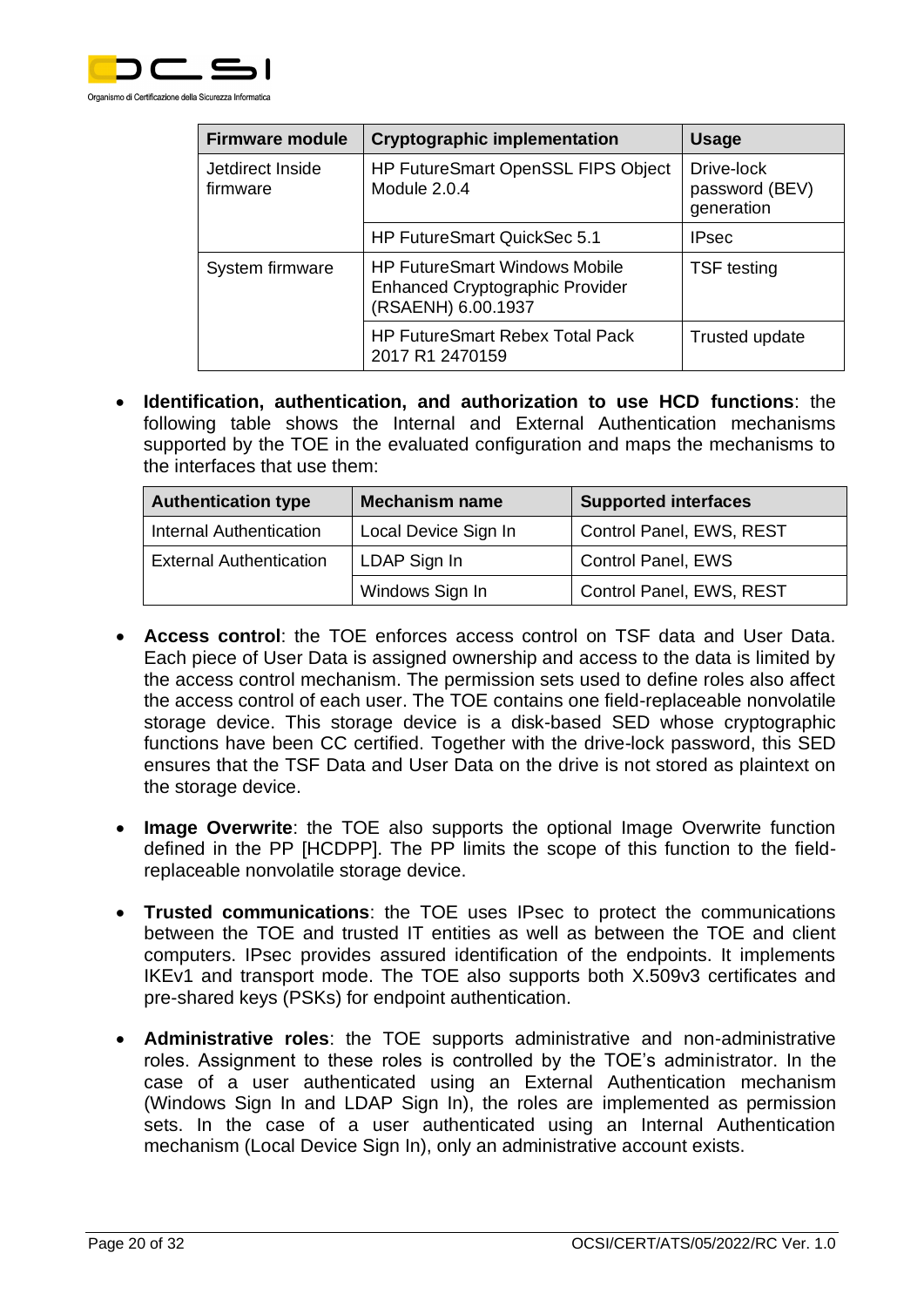| Firmware module | Cryptographic implementation | Usage |
|---|---|---|
| Jetdirect Inside firmware | HP FutureSmart OpenSSL FIPS Object Module 2.0.4 | Drive-lock password (BEV) generation |
| | HP FutureSmart QuickSec 5.1 | IPsec |
| System firmware | HP FutureSmart Windows Mobile Enhanced Cryptographic Provider (RSAENH) 6.00.1937 | TSF testing |
| | HP FutureSmart Rebex Total Pack 2017 R1 2470159 | Trusted update |

- **Identification, authentication, and authorization to use HCD functions**: the following table shows the Internal and External Authentication mechanisms supported by the TOE in the evaluated configuration and maps the mechanisms to the interfaces that use them:

| Authentication type | Mechanism name | Supported interfaces |
|---|---|---|
| Internal Authentication | Local Device Sign In | Control Panel, EWS, REST |
| External Authentication | LDAP Sign In | Control Panel, EWS |
| | Windows Sign In | Control Panel, EWS, REST |

- **Access control**: the TOE enforces access control on TSF data and User Data. Each piece of User Data is assigned ownership and access to the data is limited by the access control mechanism. The permission sets used to define roles also affect the access control of each user. The TOE contains one field-replaceable nonvolatile storage device. This storage device is a disk-based SED whose cryptographic functions have been CC certified. Together with the drive-lock password, this SED ensures that the TSF Data and User Data on the drive is not stored as plaintext on the storage device.

- **Image Overwrite**: the TOE also supports the optional Image Overwrite function defined in the PP [HCDPP]. The PP limits the scope of this function to the field-replaceable nonvolatile storage device.

- **Trusted communications**: the TOE uses IPsec to protect the communications between the TOE and trusted IT entities as well as between the TOE and client computers. IPsec provides assured identification of the endpoints. It implements IKEv1 and transport mode. The TOE also supports both X.509v3 certificates and pre-shared keys (PSKs) for endpoint authentication.

- **Administrative roles**: the TOE supports administrative and non-administrative roles. Assignment to these roles is controlled by the TOE's administrator. In the case of a user authenticated using an External Authentication mechanism (Windows Sign In and LDAP Sign In), the roles are implemented as permission sets. In the case of a user authenticated using an Internal Authentication mechanism (Local Device Sign In), only an administrative account exists.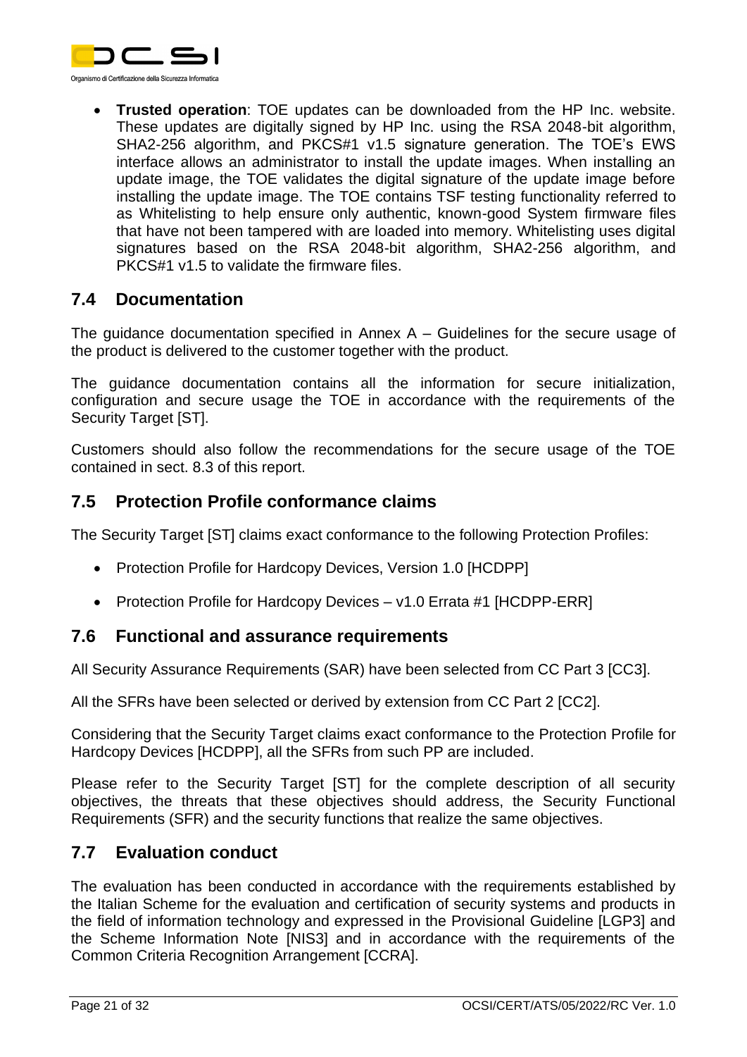- **Trusted operation**: TOE updates can be downloaded from the HP Inc. website. These updates are digitally signed by HP Inc. using the RSA 2048-bit algorithm, SHA2-256 algorithm, and PKCS#1 v1.5 signature generation. The TOE's EWS interface allows an administrator to install the update images. When installing an update image, the TOE validates the digital signature of the update image before installing the update image. The TOE contains TSF testing functionality referred to as Whitelisting to help ensure only authentic, known-good System firmware files that have not been tampered with are loaded into memory. Whitelisting uses digital signatures based on the RSA 2048-bit algorithm, SHA2-256 algorithm, and PKCS#1 v1.5 to validate the firmware files.

## 7.4 Documentation

The guidance documentation specified in Annex A – Guidelines for the secure usage of the product is delivered to the customer together with the product.

The guidance documentation contains all the information for secure initialization, configuration and secure usage the TOE in accordance with the requirements of the Security Target [ST].

Customers should also follow the recommendations for the secure usage of the TOE contained in sect. 8.3 of this report.

## 7.5 Protection Profile conformance claims

The Security Target [ST] claims exact conformance to the following Protection Profiles:

- Protection Profile for Hardcopy Devices, Version 1.0 [HCDPP]
- Protection Profile for Hardcopy Devices – v1.0 Errata #1 [HCDPP-ERR]

## 7.6 Functional and assurance requirements

All Security Assurance Requirements (SAR) have been selected from CC Part 3 [CC3].

All the SFRs have been selected or derived by extension from CC Part 2 [CC2].

Considering that the Security Target claims exact conformance to the Protection Profile for Hardcopy Devices [HCDPP], all the SFRs from such PP are included.

Please refer to the Security Target [ST] for the complete description of all security objectives, the threats that these objectives should address, the Security Functional Requirements (SFR) and the security functions that realize the same objectives.

## 7.7 Evaluation conduct

The evaluation has been conducted in accordance with the requirements established by the Italian Scheme for the evaluation and certification of security systems and products in the field of information technology and expressed in the Provisional Guideline [LGP3] and the Scheme Information Note [NIS3] and in accordance with the requirements of the Common Criteria Recognition Arrangement [CCRA].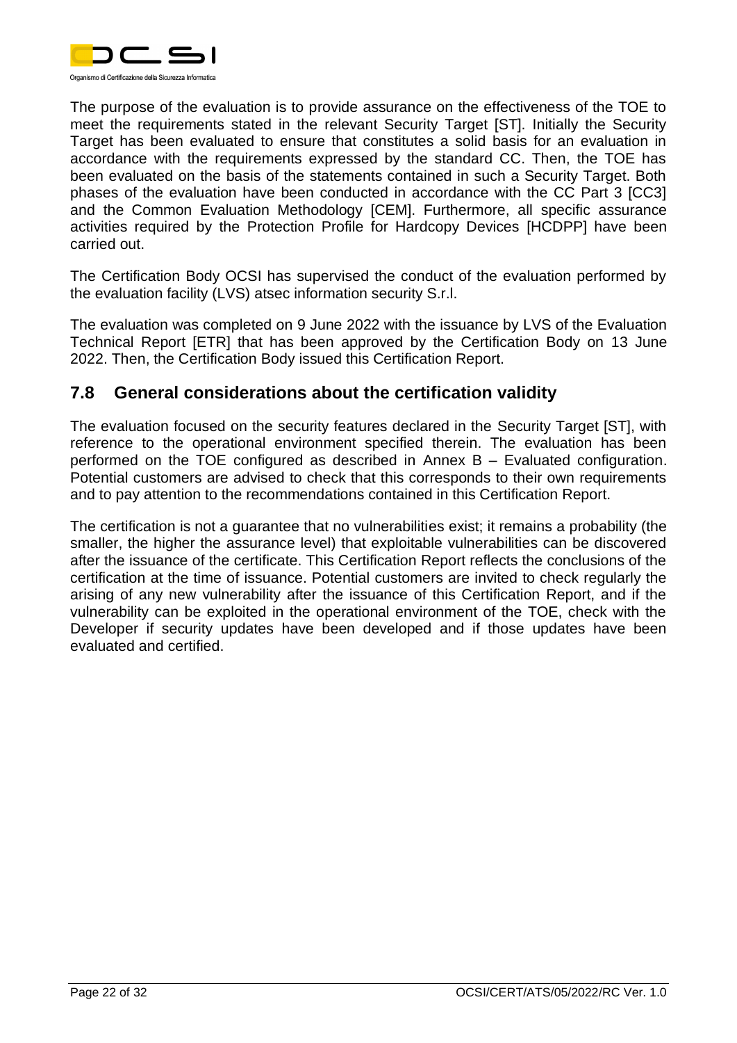The purpose of the evaluation is to provide assurance on the effectiveness of the TOE to meet the requirements stated in the relevant Security Target [ST]. Initially the Security Target has been evaluated to ensure that constitutes a solid basis for an evaluation in accordance with the requirements expressed by the standard CC. Then, the TOE has been evaluated on the basis of the statements contained in such a Security Target. Both phases of the evaluation have been conducted in accordance with the CC Part 3 [CC3] and the Common Evaluation Methodology [CEM]. Furthermore, all specific assurance activities required by the Protection Profile for Hardcopy Devices [HCDPP] have been carried out.

The Certification Body OCSI has supervised the conduct of the evaluation performed by the evaluation facility (LVS) atsec information security S.r.l.

The evaluation was completed on 9 June 2022 with the issuance by LVS of the Evaluation Technical Report [ETR] that has been approved by the Certification Body on 13 June 2022. Then, the Certification Body issued this Certification Report.

## 7.8 General considerations about the certification validity

The evaluation focused on the security features declared in the Security Target [ST], with reference to the operational environment specified therein. The evaluation has been performed on the TOE configured as described in Annex B – Evaluated configuration. Potential customers are advised to check that this corresponds to their own requirements and to pay attention to the recommendations contained in this Certification Report.

The certification is not a guarantee that no vulnerabilities exist; it remains a probability (the smaller, the higher the assurance level) that exploitable vulnerabilities can be discovered after the issuance of the certificate. This Certification Report reflects the conclusions of the certification at the time of issuance. Potential customers are invited to check regularly the arising of any new vulnerability after the issuance of this Certification Report, and if the vulnerability can be exploited in the operational environment of the TOE, check with the Developer if security updates have been developed and if those updates have been evaluated and certified.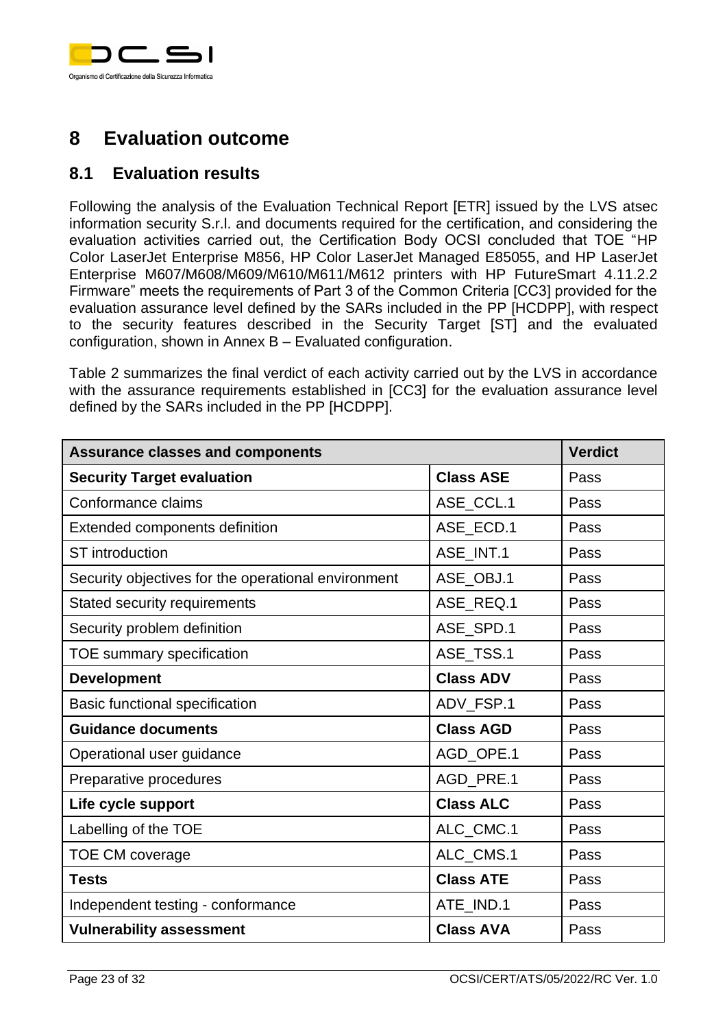# 8 Evaluation outcome

## 8.1 Evaluation results

Following the analysis of the Evaluation Technical Report [ETR] issued by the LVS atsec information security S.r.l. and documents required for the certification, and considering the evaluation activities carried out, the Certification Body OCSI concluded that TOE "HP Color LaserJet Enterprise M856, HP Color LaserJet Managed E85055, and HP LaserJet Enterprise M607/M608/M609/M610/M611/M612 printers with HP FutureSmart 4.11.2.2 Firmware" meets the requirements of Part 3 of the Common Criteria [CC3] provided for the evaluation assurance level defined by the SARs included in the PP [HCDPP], with respect to the security features described in the Security Target [ST] and the evaluated configuration, shown in Annex B – Evaluated configuration.

Table 2 summarizes the final verdict of each activity carried out by the LVS in accordance with the assurance requirements established in [CC3] for the evaluation assurance level defined by the SARs included in the PP [HCDPP].

| Assurance classes and components | | Verdict |
|---|---|---|
| **Security Target evaluation** | **Class ASE** | Pass |
| Conformance claims | ASE_CCL.1 | Pass |
| Extended components definition | ASE_ECD.1 | Pass |
| ST introduction | ASE_INT.1 | Pass |
| Security objectives for the operational environment | ASE_OBJ.1 | Pass |
| Stated security requirements | ASE_REQ.1 | Pass |
| Security problem definition | ASE_SPD.1 | Pass |
| TOE summary specification | ASE_TSS.1 | Pass |
| **Development** | **Class ADV** | Pass |
| Basic functional specification | ADV_FSP.1 | Pass |
| **Guidance documents** | **Class AGD** | Pass |
| Operational user guidance | AGD_OPE.1 | Pass |
| Preparative procedures | AGD_PRE.1 | Pass |
| **Life cycle support** | **Class ALC** | Pass |
| Labelling of the TOE | ALC_CMC.1 | Pass |
| TOE CM coverage | ALC_CMS.1 | Pass |
| **Tests** | **Class ATE** | Pass |
| Independent testing - conformance | ATE_IND.1 | Pass |
| **Vulnerability assessment** | **Class AVA** | Pass |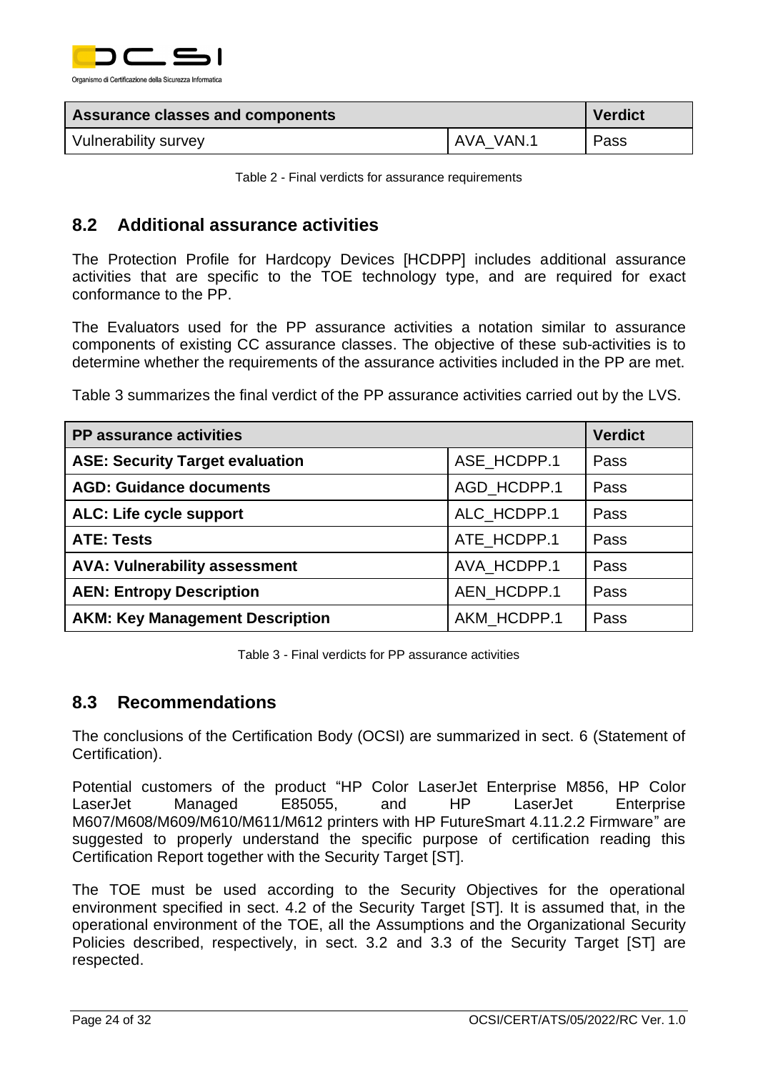| Assurance classes and components | | Verdict |
|---|---|---|
| Vulnerability survey | AVA_VAN.1 | Pass |

Table 2 - Final verdicts for assurance requirements

## 8.2 Additional assurance activities

The Protection Profile for Hardcopy Devices [HCDPP] includes additional assurance activities that are specific to the TOE technology type, and are required for exact conformance to the PP.

The Evaluators used for the PP assurance activities a notation similar to assurance components of existing CC assurance classes. The objective of these sub-activities is to determine whether the requirements of the assurance activities included in the PP are met.

Table 3 summarizes the final verdict of the PP assurance activities carried out by the LVS.

| PP assurance activities | | Verdict |
|---|---|---|
| **ASE: Security Target evaluation** | ASE_HCDPP.1 | Pass |
| **AGD: Guidance documents** | AGD_HCDPP.1 | Pass |
| **ALC: Life cycle support** | ALC_HCDPP.1 | Pass |
| **ATE: Tests** | ATE_HCDPP.1 | Pass |
| **AVA: Vulnerability assessment** | AVA_HCDPP.1 | Pass |
| **AEN: Entropy Description** | AEN_HCDPP.1 | Pass |
| **AKM: Key Management Description** | AKM_HCDPP.1 | Pass |

Table 3 - Final verdicts for PP assurance activities

## 8.3 Recommendations

The conclusions of the Certification Body (OCSI) are summarized in sect. 6 (Statement of Certification).

Potential customers of the product "HP Color LaserJet Enterprise M856, HP Color LaserJet Managed E85055, and HP LaserJet Enterprise M607/M608/M609/M610/M611/M612 printers with HP FutureSmart 4.11.2.2 Firmware" are suggested to properly understand the specific purpose of certification reading this Certification Report together with the Security Target [ST].

The TOE must be used according to the Security Objectives for the operational environment specified in sect. 4.2 of the Security Target [ST]. It is assumed that, in the operational environment of the TOE, all the Assumptions and the Organizational Security Policies described, respectively, in sect. 3.2 and 3.3 of the Security Target [ST] are respected.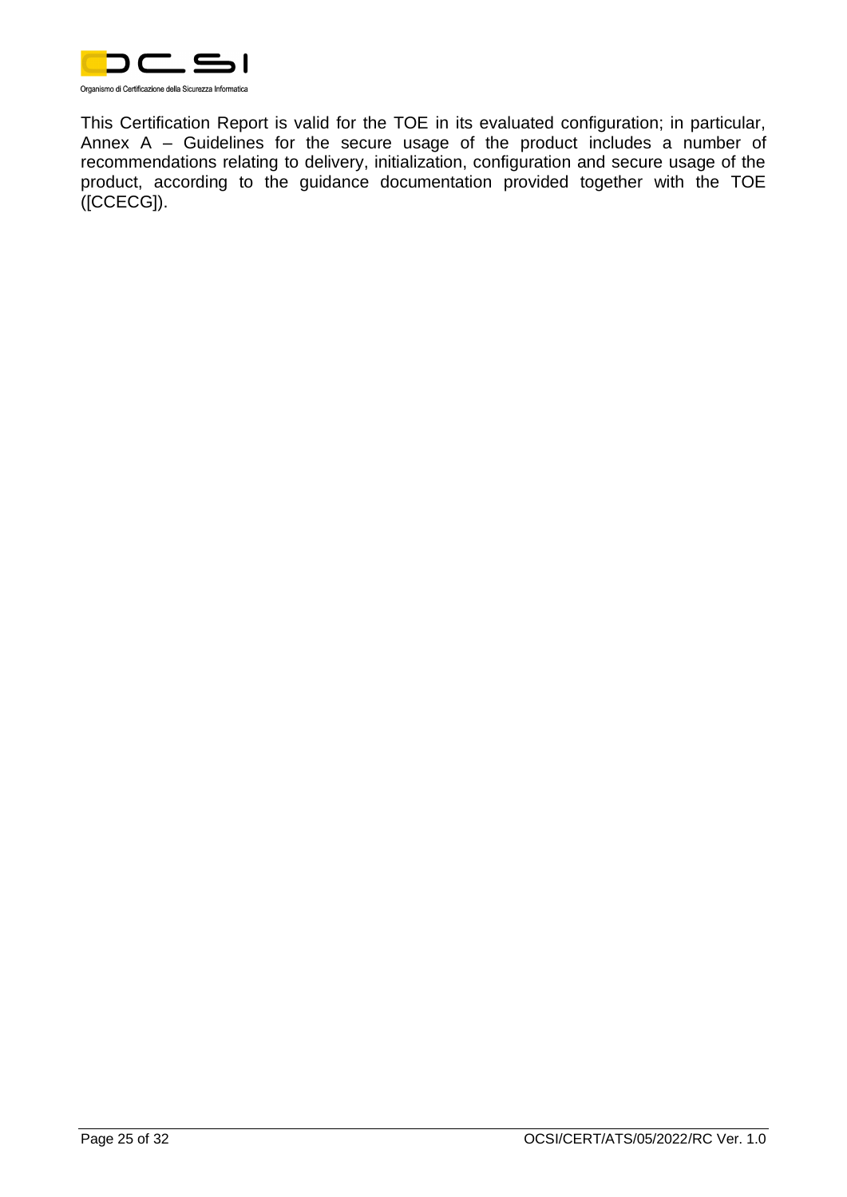This Certification Report is valid for the TOE in its evaluated configuration; in particular, Annex A – Guidelines for the secure usage of the product includes a number of recommendations relating to delivery, initialization, configuration and secure usage of the product, according to the guidance documentation provided together with the TOE ([CCECG]).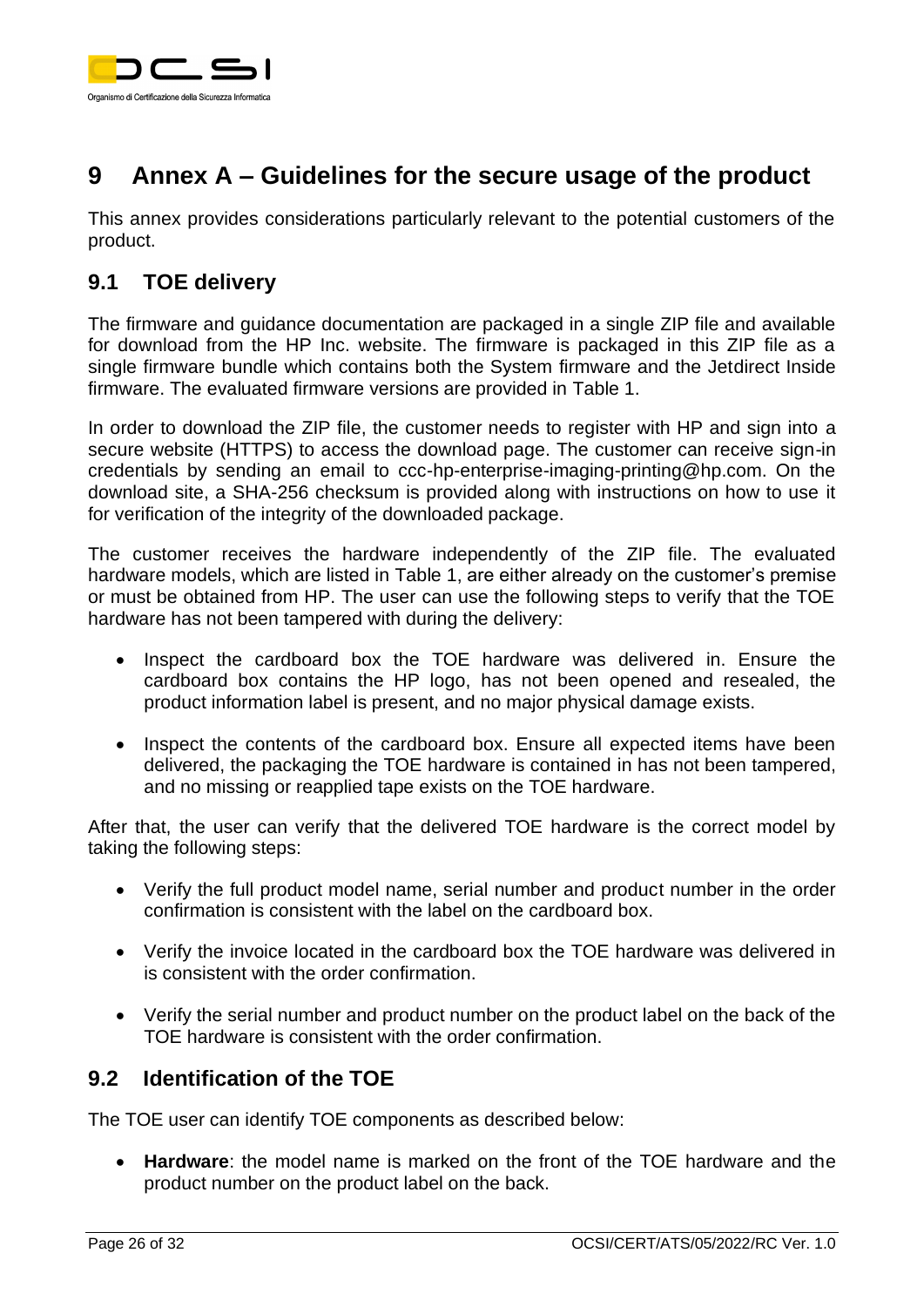# 9 Annex A – Guidelines for the secure usage of the product

This annex provides considerations particularly relevant to the potential customers of the product.

## 9.1 TOE delivery

The firmware and guidance documentation are packaged in a single ZIP file and available for download from the HP Inc. website. The firmware is packaged in this ZIP file as a single firmware bundle which contains both the System firmware and the Jetdirect Inside firmware. The evaluated firmware versions are provided in Table 1.

In order to download the ZIP file, the customer needs to register with HP and sign into a secure website (HTTPS) to access the download page. The customer can receive sign-in credentials by sending an email to ccc-hp-enterprise-imaging-printing@hp.com. On the download site, a SHA-256 checksum is provided along with instructions on how to use it for verification of the integrity of the downloaded package.

The customer receives the hardware independently of the ZIP file. The evaluated hardware models, which are listed in Table 1, are either already on the customer's premise or must be obtained from HP. The user can use the following steps to verify that the TOE hardware has not been tampered with during the delivery:

- Inspect the cardboard box the TOE hardware was delivered in. Ensure the cardboard box contains the HP logo, has not been opened and resealed, the product information label is present, and no major physical damage exists.
- Inspect the contents of the cardboard box. Ensure all expected items have been delivered, the packaging the TOE hardware is contained in has not been tampered, and no missing or reapplied tape exists on the TOE hardware.

After that, the user can verify that the delivered TOE hardware is the correct model by taking the following steps:

- Verify the full product model name, serial number and product number in the order confirmation is consistent with the label on the cardboard box.
- Verify the invoice located in the cardboard box the TOE hardware was delivered in is consistent with the order confirmation.
- Verify the serial number and product number on the product label on the back of the TOE hardware is consistent with the order confirmation.

## 9.2 Identification of the TOE

The TOE user can identify TOE components as described below:

- **Hardware**: the model name is marked on the front of the TOE hardware and the product number on the product label on the back.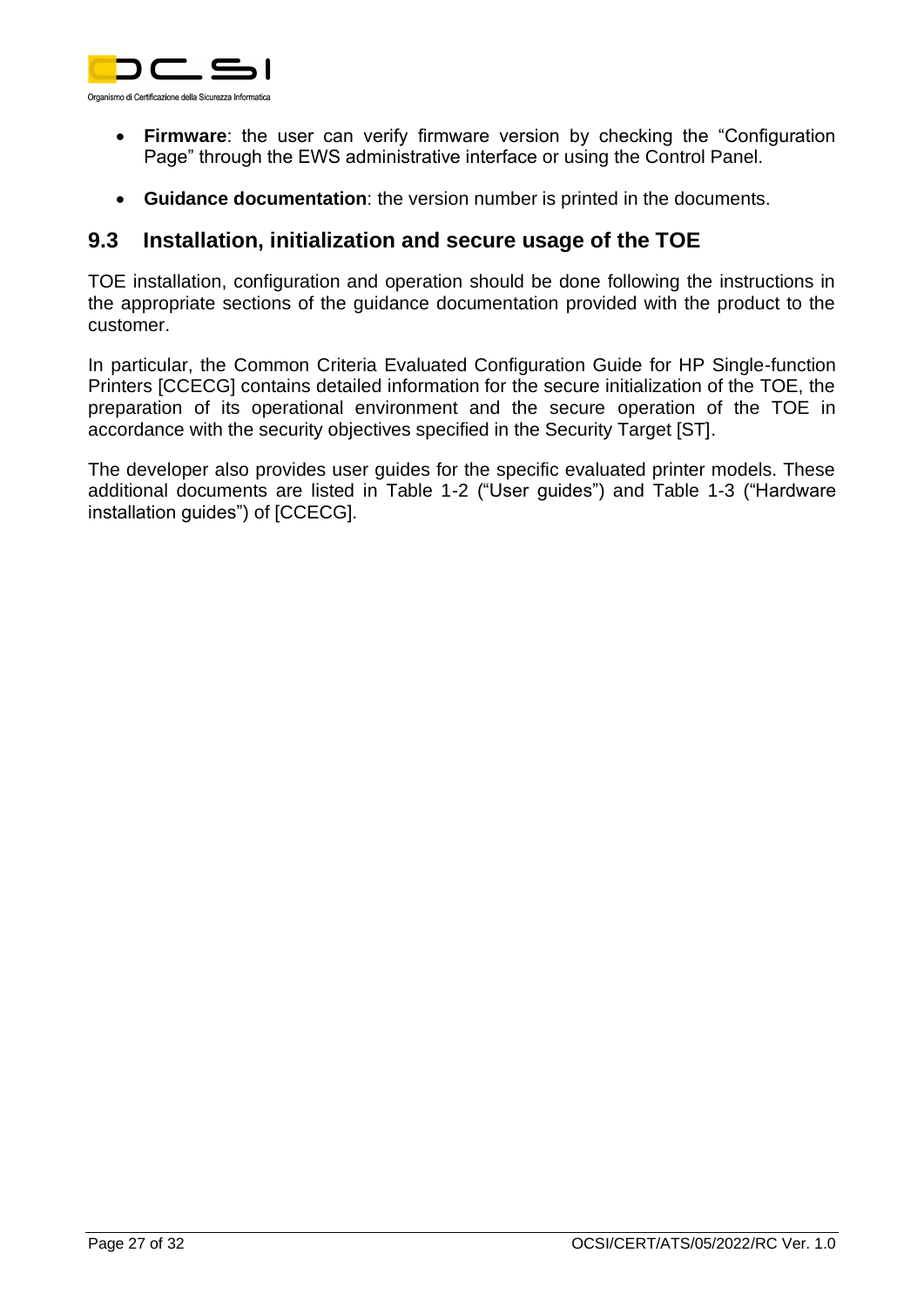- **Firmware**: the user can verify firmware version by checking the "Configuration Page" through the EWS administrative interface or using the Control Panel.
- **Guidance documentation**: the version number is printed in the documents.

## 9.3 Installation, initialization and secure usage of the TOE

TOE installation, configuration and operation should be done following the instructions in the appropriate sections of the guidance documentation provided with the product to the customer.

In particular, the Common Criteria Evaluated Configuration Guide for HP Single-function Printers [CCECG] contains detailed information for the secure initialization of the TOE, the preparation of its operational environment and the secure operation of the TOE in accordance with the security objectives specified in the Security Target [ST].

The developer also provides user guides for the specific evaluated printer models. These additional documents are listed in Table 1-2 ("User guides") and Table 1-3 ("Hardware installation guides") of [CCECG].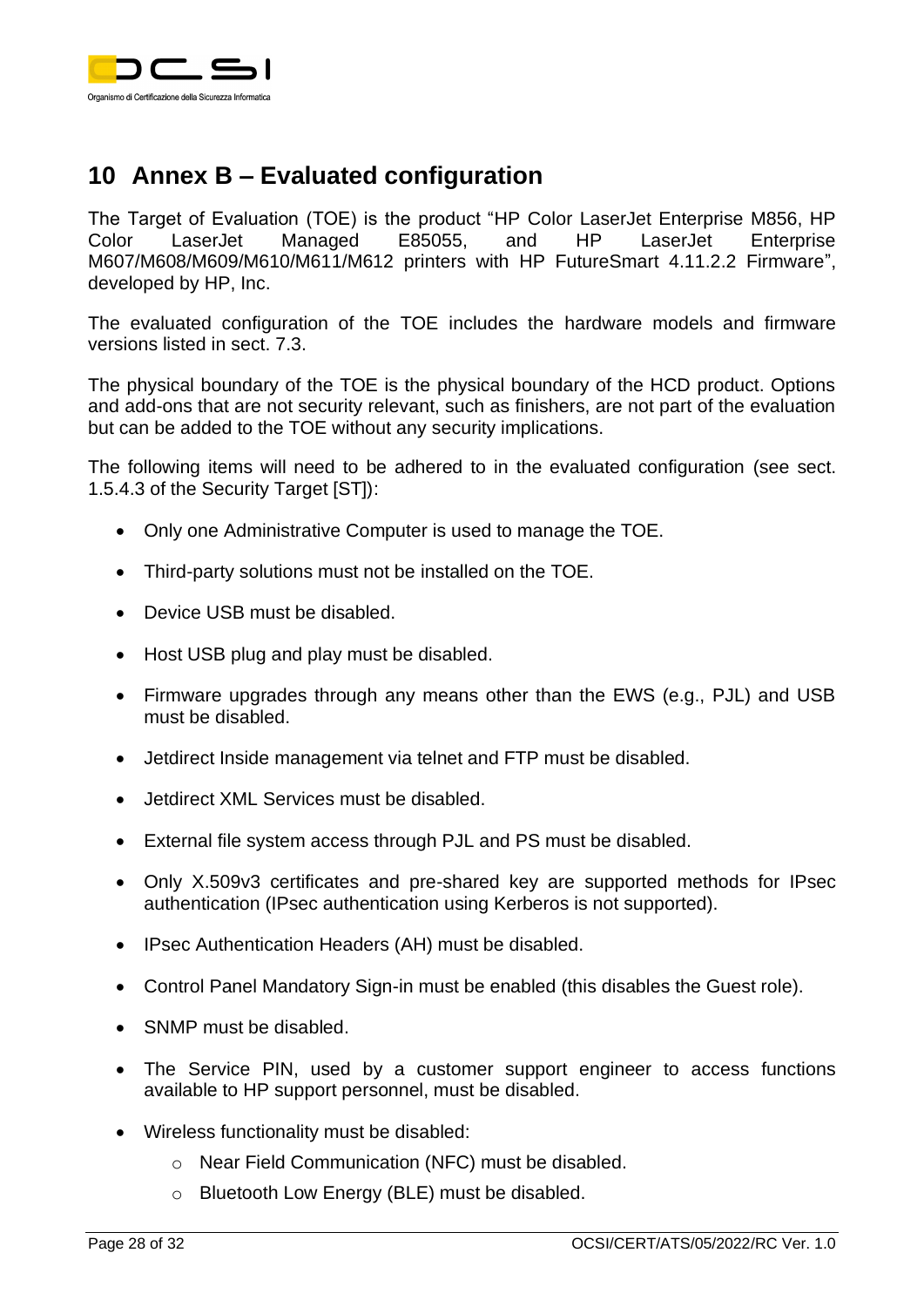# 10 Annex B – Evaluated configuration

The Target of Evaluation (TOE) is the product "HP Color LaserJet Enterprise M856, HP Color LaserJet Managed E85055, and HP LaserJet Enterprise M607/M608/M609/M610/M611/M612 printers with HP FutureSmart 4.11.2.2 Firmware", developed by HP, Inc.

The evaluated configuration of the TOE includes the hardware models and firmware versions listed in sect. 7.3.

The physical boundary of the TOE is the physical boundary of the HCD product. Options and add-ons that are not security relevant, such as finishers, are not part of the evaluation but can be added to the TOE without any security implications.

The following items will need to be adhered to in the evaluated configuration (see sect. 1.5.4.3 of the Security Target [ST]):

- Only one Administrative Computer is used to manage the TOE.
- Third-party solutions must not be installed on the TOE.
- Device USB must be disabled.
- Host USB plug and play must be disabled.
- Firmware upgrades through any means other than the EWS (e.g., PJL) and USB must be disabled.
- Jetdirect Inside management via telnet and FTP must be disabled.
- Jetdirect XML Services must be disabled.
- External file system access through PJL and PS must be disabled.
- Only X.509v3 certificates and pre-shared key are supported methods for IPsec authentication (IPsec authentication using Kerberos is not supported).
- IPsec Authentication Headers (AH) must be disabled.
- Control Panel Mandatory Sign-in must be enabled (this disables the Guest role).
- SNMP must be disabled.
- The Service PIN, used by a customer support engineer to access functions available to HP support personnel, must be disabled.
- Wireless functionality must be disabled:
  - Near Field Communication (NFC) must be disabled.
  - Bluetooth Low Energy (BLE) must be disabled.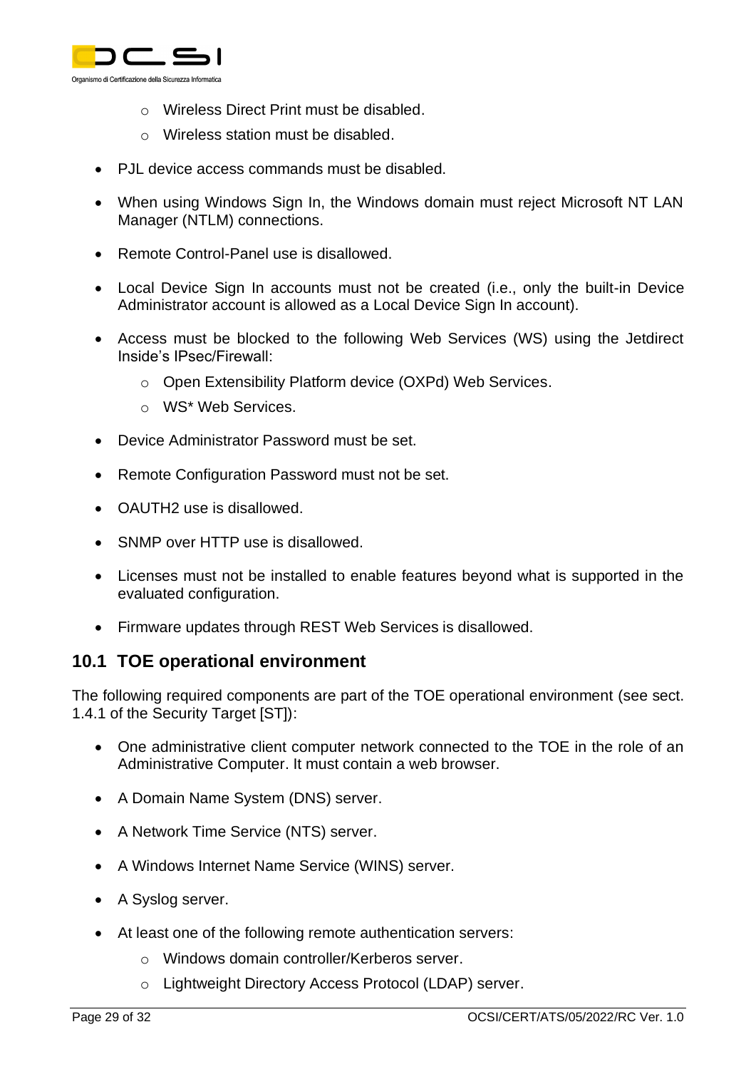- Wireless Direct Print must be disabled.
    - Wireless station must be disabled.
- PJL device access commands must be disabled.
- When using Windows Sign In, the Windows domain must reject Microsoft NT LAN Manager (NTLM) connections.
- Remote Control-Panel use is disallowed.
- Local Device Sign In accounts must not be created (i.e., only the built-in Device Administrator account is allowed as a Local Device Sign In account).
- Access must be blocked to the following Web Services (WS) using the Jetdirect Inside's IPsec/Firewall:
    - Open Extensibility Platform device (OXPd) Web Services.
    - WS* Web Services.
- Device Administrator Password must be set.
- Remote Configuration Password must not be set.
- OAUTH2 use is disallowed.
- SNMP over HTTP use is disallowed.
- Licenses must not be installed to enable features beyond what is supported in the evaluated configuration.
- Firmware updates through REST Web Services is disallowed.

## 10.1 TOE operational environment

The following required components are part of the TOE operational environment (see sect. 1.4.1 of the Security Target [ST]):

- One administrative client computer network connected to the TOE in the role of an Administrative Computer. It must contain a web browser.
- A Domain Name System (DNS) server.
- A Network Time Service (NTS) server.
- A Windows Internet Name Service (WINS) server.
- A Syslog server.
- At least one of the following remote authentication servers:
    - Windows domain controller/Kerberos server.
    - Lightweight Directory Access Protocol (LDAP) server.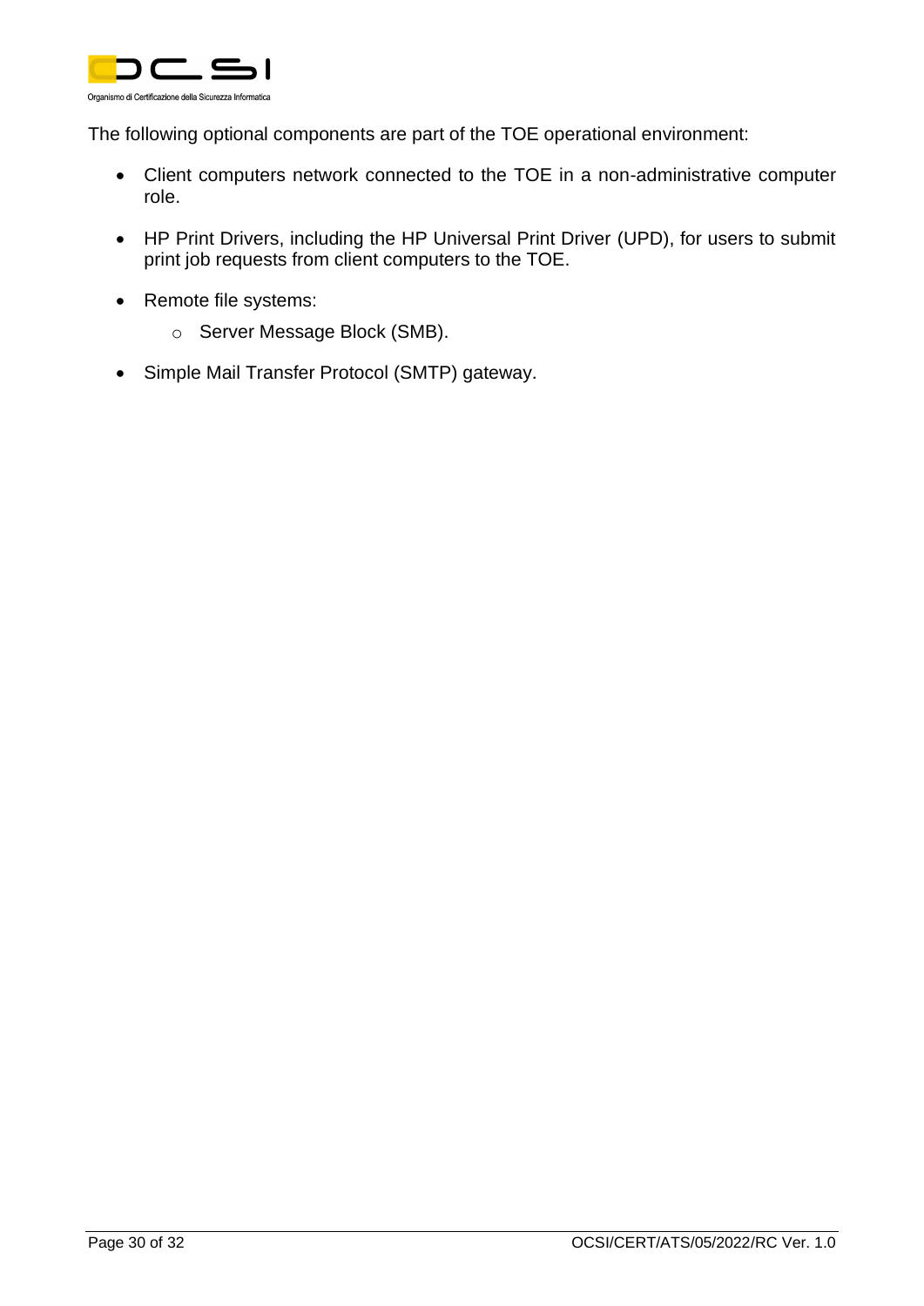The following optional components are part of the TOE operational environment:

- Client computers network connected to the TOE in a non-administrative computer role.
- HP Print Drivers, including the HP Universal Print Driver (UPD), for users to submit print job requests from client computers to the TOE.
- Remote file systems:
  - Server Message Block (SMB).
- Simple Mail Transfer Protocol (SMTP) gateway.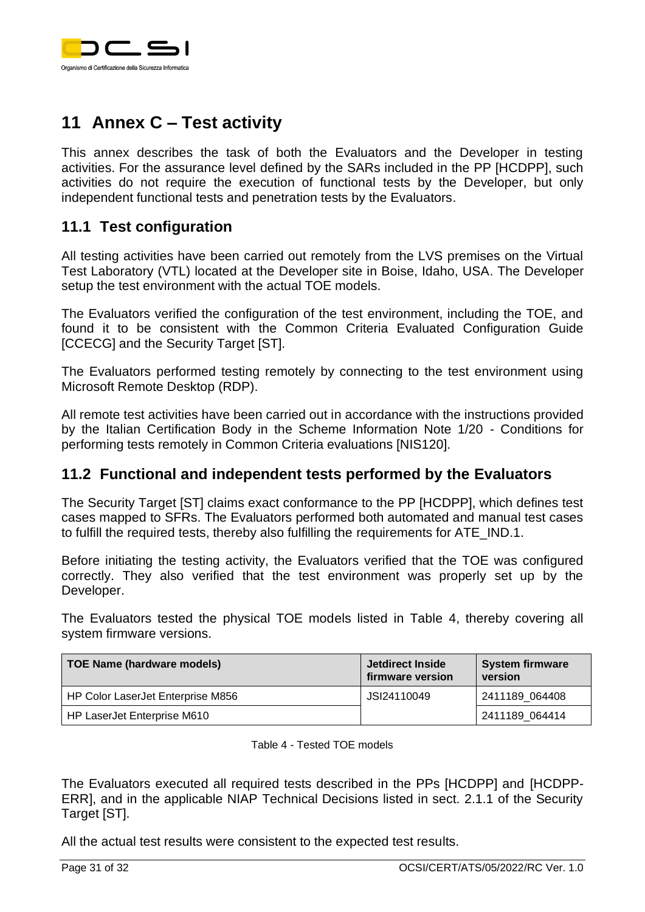# 11 Annex C – Test activity

This annex describes the task of both the Evaluators and the Developer in testing activities. For the assurance level defined by the SARs included in the PP [HCDPP], such activities do not require the execution of functional tests by the Developer, but only independent functional tests and penetration tests by the Evaluators.

## 11.1 Test configuration

All testing activities have been carried out remotely from the LVS premises on the Virtual Test Laboratory (VTL) located at the Developer site in Boise, Idaho, USA. The Developer setup the test environment with the actual TOE models.

The Evaluators verified the configuration of the test environment, including the TOE, and found it to be consistent with the Common Criteria Evaluated Configuration Guide [CCECG] and the Security Target [ST].

The Evaluators performed testing remotely by connecting to the test environment using Microsoft Remote Desktop (RDP).

All remote test activities have been carried out in accordance with the instructions provided by the Italian Certification Body in the Scheme Information Note 1/20 - Conditions for performing tests remotely in Common Criteria evaluations [NIS120].

## 11.2 Functional and independent tests performed by the Evaluators

The Security Target [ST] claims exact conformance to the PP [HCDPP], which defines test cases mapped to SFRs. The Evaluators performed both automated and manual test cases to fulfill the required tests, thereby also fulfilling the requirements for ATE_IND.1.

Before initiating the testing activity, the Evaluators verified that the TOE was configured correctly. They also verified that the test environment was properly set up by the Developer.

The Evaluators tested the physical TOE models listed in Table 4, thereby covering all system firmware versions.

| TOE Name (hardware models) | Jetdirect Inside firmware version | System firmware version |
|---|---|---|
| HP Color LaserJet Enterprise M856 | JSI24110049 | 2411189_064408 |
| HP LaserJet Enterprise M610 | | 2411189_064414 |

Table 4 - Tested TOE models

The Evaluators executed all required tests described in the PPs [HCDPP] and [HCDPP-ERR], and in the applicable NIAP Technical Decisions listed in sect. 2.1.1 of the Security Target [ST].

All the actual test results were consistent to the expected test results.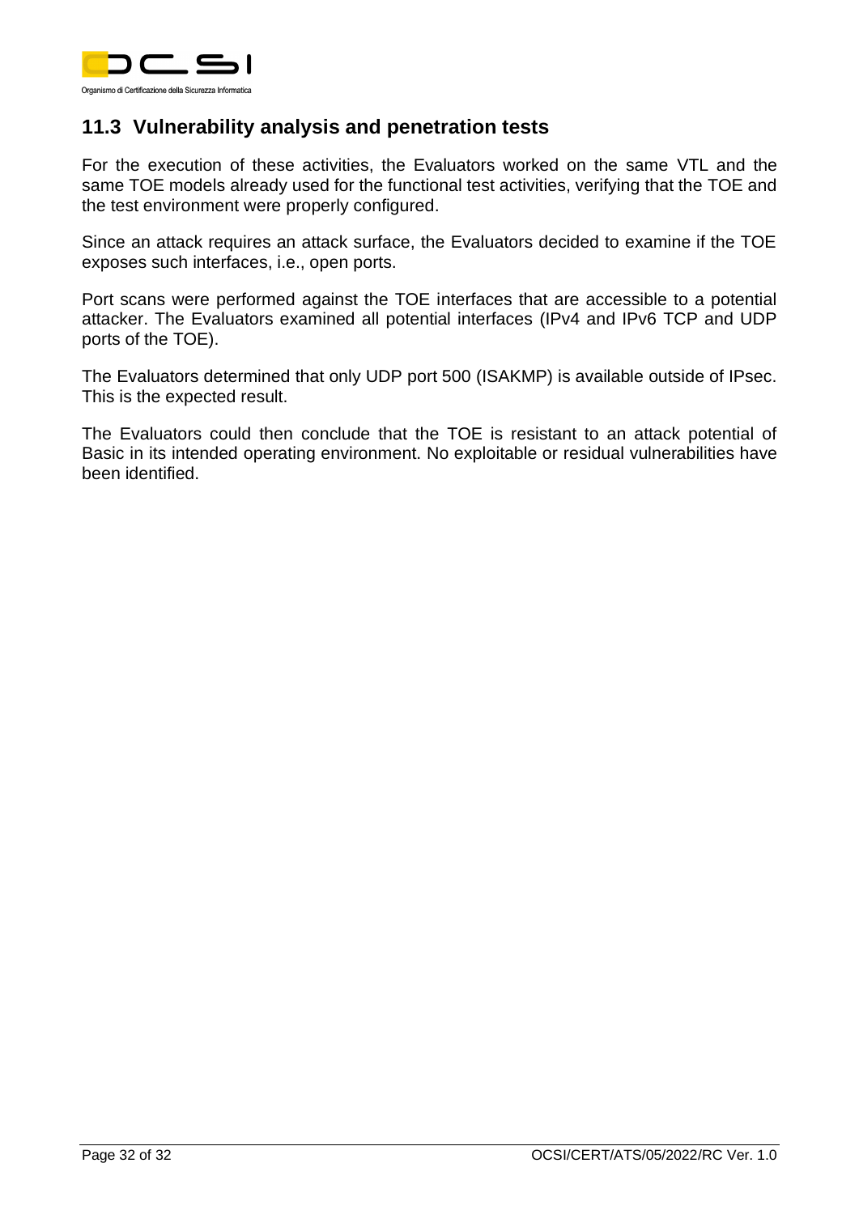## 11.3 Vulnerability analysis and penetration tests

For the execution of these activities, the Evaluators worked on the same VTL and the same TOE models already used for the functional test activities, verifying that the TOE and the test environment were properly configured.

Since an attack requires an attack surface, the Evaluators decided to examine if the TOE exposes such interfaces, i.e., open ports.

Port scans were performed against the TOE interfaces that are accessible to a potential attacker. The Evaluators examined all potential interfaces (IPv4 and IPv6 TCP and UDP ports of the TOE).

The Evaluators determined that only UDP port 500 (ISAKMP) is available outside of IPsec. This is the expected result.

The Evaluators could then conclude that the TOE is resistant to an attack potential of Basic in its intended operating environment. No exploitable or residual vulnerabilities have been identified.